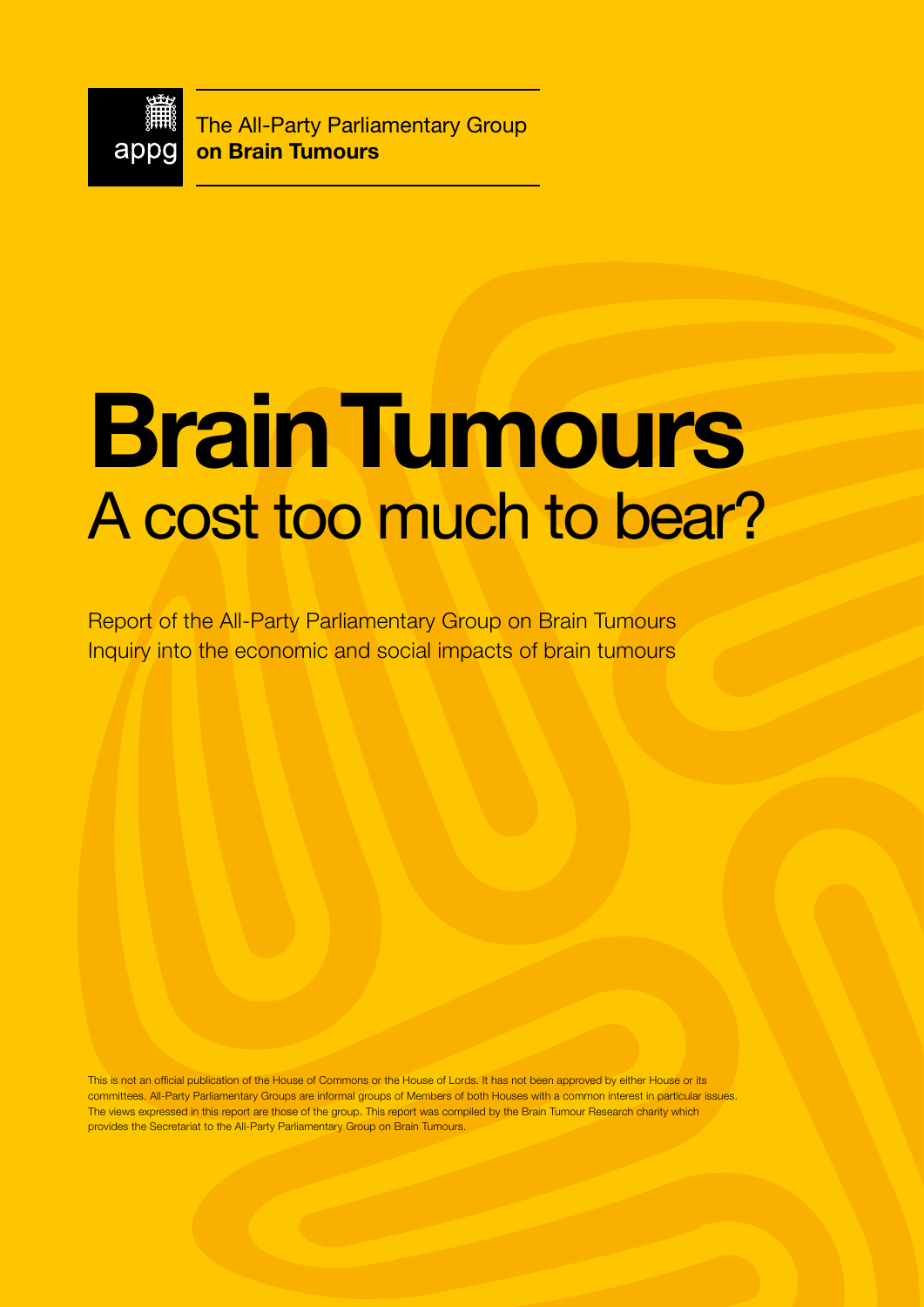appg

The All-Party Parliamentary Group
**on Brain Tumours**

# Brain Tumours
## A cost too much to bear?

Report of the All-Party Parliamentary Group on Brain Tumours
Inquiry into the economic and social impacts of brain tumours

This is not an official publication of the House of Commons or the House of Lords. It has not been approved by either House or its committees. All-Party Parliamentary Groups are informal groups of Members of both Houses with a common interest in particular issues. The views expressed in this report are those of the group. This report was compiled by the Brain Tumour Research charity which provides the Secretariat to the All-Party Parliamentary Group on Brain Tumours.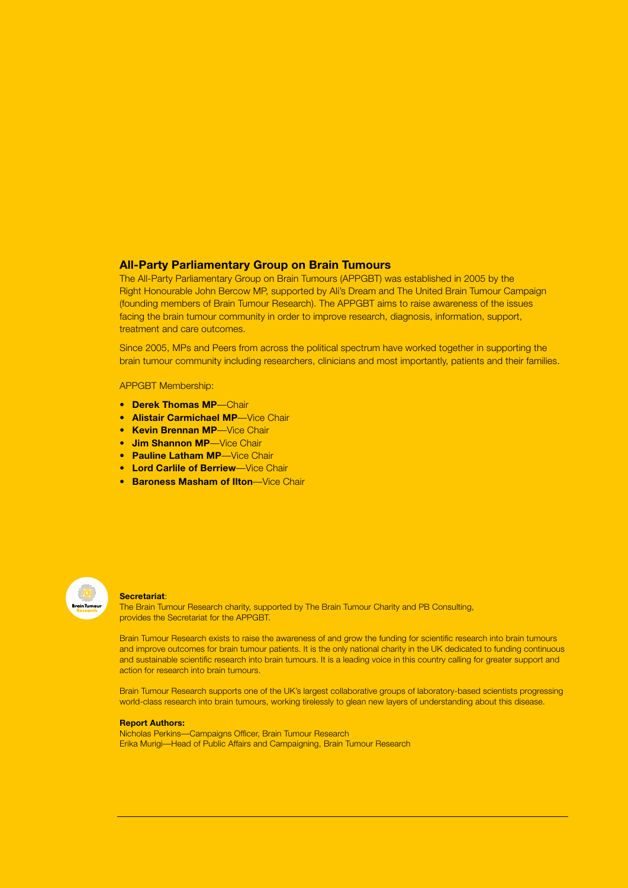## All-Party Parliamentary Group on Brain Tumours

The All-Party Parliamentary Group on Brain Tumours (APPGBT) was established in 2005 by the Right Honourable John Bercow MP, supported by Ali's Dream and The United Brain Tumour Campaign (founding members of Brain Tumour Research). The APPGBT aims to raise awareness of the issues facing the brain tumour community in order to improve research, diagnosis, information, support, treatment and care outcomes.

Since 2005, MPs and Peers from across the political spectrum have worked together in supporting the brain tumour community including researchers, clinicians and most importantly, patients and their families.

APPGBT Membership:

- **Derek Thomas MP**—Chair
- **Alistair Carmichael MP**—Vice Chair
- **Kevin Brennan MP**—Vice Chair
- **Jim Shannon MP**—Vice Chair
- **Pauline Latham MP**—Vice Chair
- **Lord Carlile of Berriew**—Vice Chair
- **Baroness Masham of Ilton**—Vice Chair

**Secretariat**:
The Brain Tumour Research charity, supported by The Brain Tumour Charity and PB Consulting, provides the Secretariat for the APPGBT.

Brain Tumour Research exists to raise the awareness of and grow the funding for scientific research into brain tumours and improve outcomes for brain tumour patients. It is the only national charity in the UK dedicated to funding continuous and sustainable scientific research into brain tumours. It is a leading voice in this country calling for greater support and action for research into brain tumours.

Brain Tumour Research supports one of the UK's largest collaborative groups of laboratory-based scientists progressing world-class research into brain tumours, working tirelessly to glean new layers of understanding about this disease.

**Report Authors:**
Nicholas Perkins—Campaigns Officer, Brain Tumour Research
Erika Murigi—Head of Public Affairs and Campaigning, Brain Tumour Research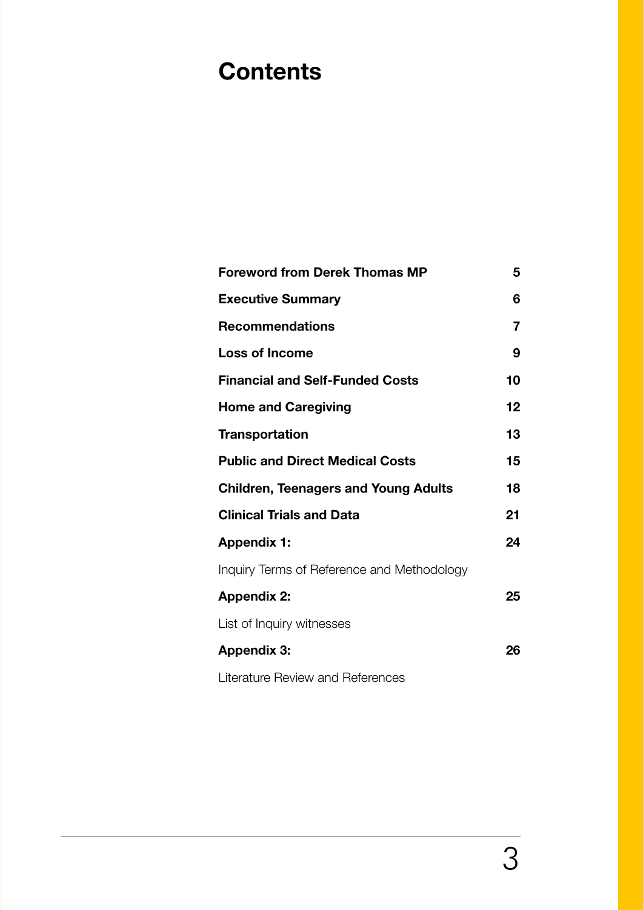# Contents

| | |
|---|---|
| **Foreword from Derek Thomas MP** | **5** |
| **Executive Summary** | **6** |
| **Recommendations** | **7** |
| **Loss of Income** | **9** |
| **Financial and Self-Funded Costs** | **10** |
| **Home and Caregiving** | **12** |
| **Transportation** | **13** |
| **Public and Direct Medical Costs** | **15** |
| **Children, Teenagers and Young Adults** | **18** |
| **Clinical Trials and Data** | **21** |
| **Appendix 1:** Inquiry Terms of Reference and Methodology | **24** |
| **Appendix 2:** List of Inquiry witnesses | **25** |
| **Appendix 3:** Literature Review and References | **26** |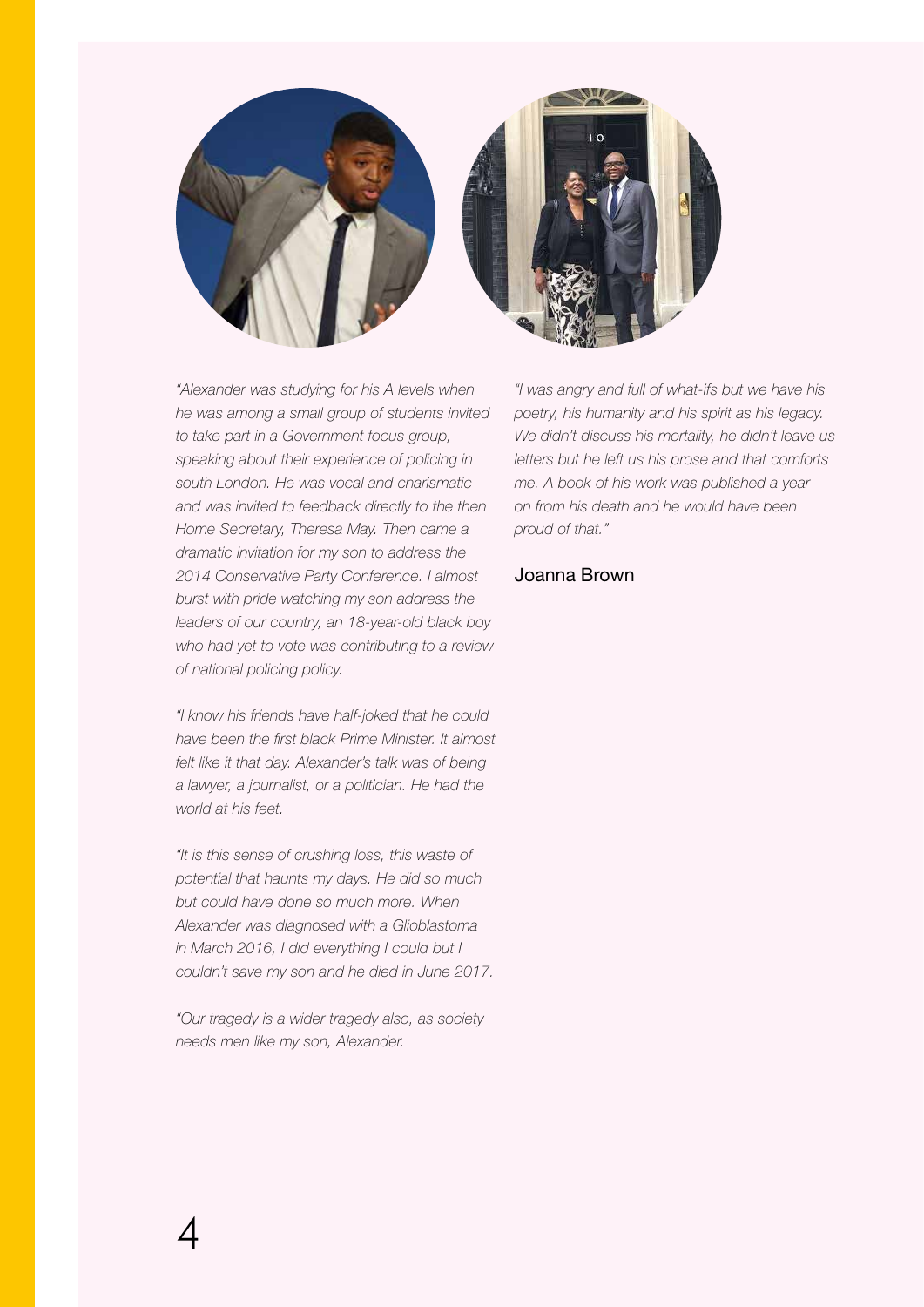*"Alexander was studying for his A levels when he was among a small group of students invited to take part in a Government focus group, speaking about their experience of policing in south London. He was vocal and charismatic and was invited to feedback directly to the then Home Secretary, Theresa May. Then came a dramatic invitation for my son to address the 2014 Conservative Party Conference. I almost burst with pride watching my son address the leaders of our country, an 18-year-old black boy who had yet to vote was contributing to a review of national policing policy.*

*"I know his friends have half-joked that he could have been the first black Prime Minister. It almost felt like it that day. Alexander's talk was of being a lawyer, a journalist, or a politician. He had the world at his feet.*

*"It is this sense of crushing loss, this waste of potential that haunts my days. He did so much but could have done so much more. When Alexander was diagnosed with a Glioblastoma in March 2016, I did everything I could but I couldn't save my son and he died in June 2017.*

*"Our tragedy is a wider tragedy also, as society needs men like my son, Alexander.*

*"I was angry and full of what-ifs but we have his poetry, his humanity and his spirit as his legacy. We didn't discuss his mortality, he didn't leave us letters but he left us his prose and that comforts me. A book of his work was published a year on from his death and he would have been proud of that."*

Joanna Brown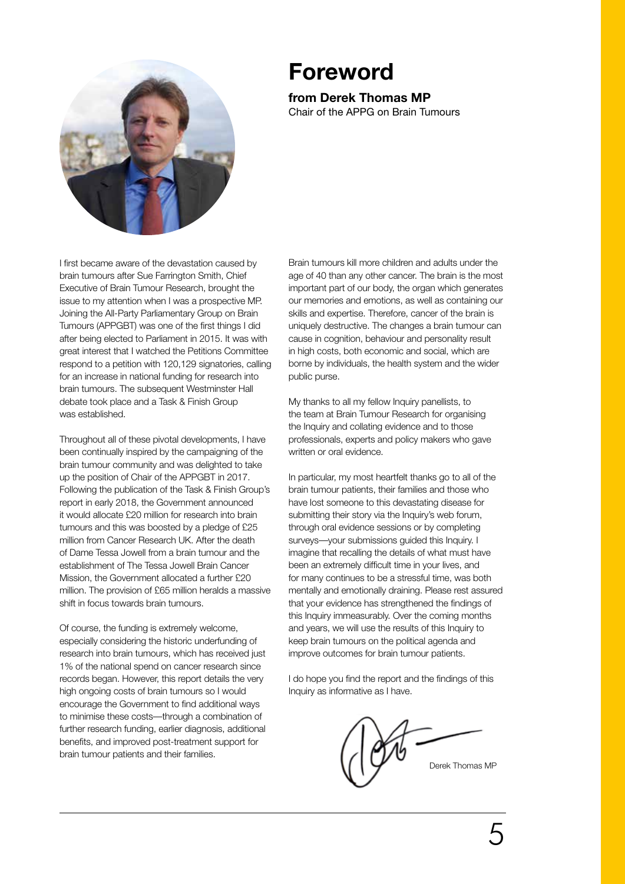# Foreword

**from Derek Thomas MP**
Chair of the APPG on Brain Tumours

I first became aware of the devastation caused by brain tumours after Sue Farrington Smith, Chief Executive of Brain Tumour Research, brought the issue to my attention when I was a prospective MP. Joining the All-Party Parliamentary Group on Brain Tumours (APPGBT) was one of the first things I did after being elected to Parliament in 2015. It was with great interest that I watched the Petitions Committee respond to a petition with 120,129 signatories, calling for an increase in national funding for research into brain tumours. The subsequent Westminster Hall debate took place and a Task & Finish Group was established.

Throughout all of these pivotal developments, I have been continually inspired by the campaigning of the brain tumour community and was delighted to take up the position of Chair of the APPGBT in 2017. Following the publication of the Task & Finish Group's report in early 2018, the Government announced it would allocate £20 million for research into brain tumours and this was boosted by a pledge of £25 million from Cancer Research UK. After the death of Dame Tessa Jowell from a brain tumour and the establishment of The Tessa Jowell Brain Cancer Mission, the Government allocated a further £20 million. The provision of £65 million heralds a massive shift in focus towards brain tumours.

Of course, the funding is extremely welcome, especially considering the historic underfunding of research into brain tumours, which has received just 1% of the national spend on cancer research since records began. However, this report details the very high ongoing costs of brain tumours so I would encourage the Government to find additional ways to minimise these costs—through a combination of further research funding, earlier diagnosis, additional benefits, and improved post-treatment support for brain tumour patients and their families.

Brain tumours kill more children and adults under the age of 40 than any other cancer. The brain is the most important part of our body, the organ which generates our memories and emotions, as well as containing our skills and expertise. Therefore, cancer of the brain is uniquely destructive. The changes a brain tumour can cause in cognition, behaviour and personality result in high costs, both economic and social, which are borne by individuals, the health system and the wider public purse.

My thanks to all my fellow Inquiry panellists, to the team at Brain Tumour Research for organising the Inquiry and collating evidence and to those professionals, experts and policy makers who gave written or oral evidence.

In particular, my most heartfelt thanks go to all of the brain tumour patients, their families and those who have lost someone to this devastating disease for submitting their story via the Inquiry's web forum, through oral evidence sessions or by completing surveys—your submissions guided this Inquiry. I imagine that recalling the details of what must have been an extremely difficult time in your lives, and for many continues to be a stressful time, was both mentally and emotionally draining. Please rest assured that your evidence has strengthened the findings of this Inquiry immeasurably. Over the coming months and years, we will use the results of this Inquiry to keep brain tumours on the political agenda and improve outcomes for brain tumour patients.

I do hope you find the report and the findings of this Inquiry as informative as I have.

Derek Thomas MP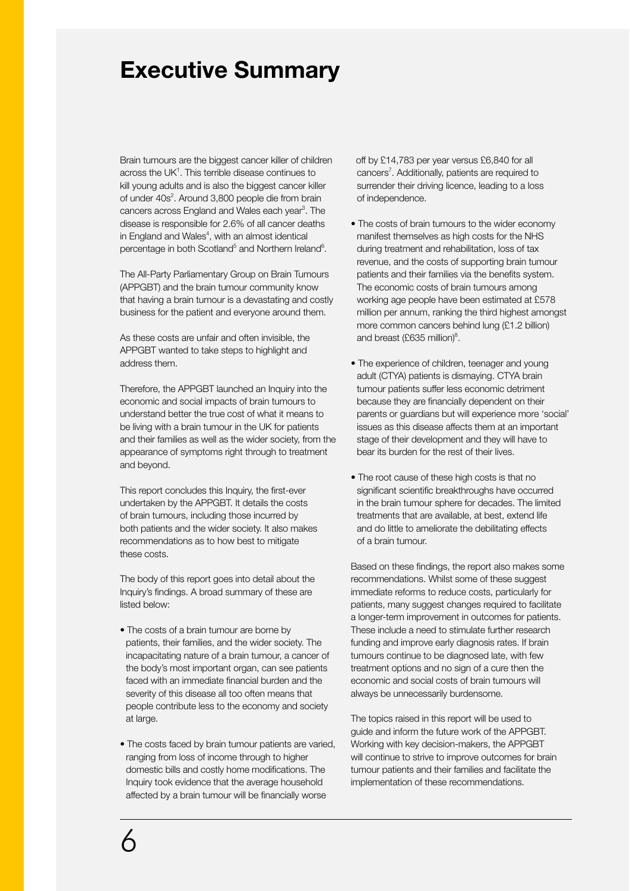# Executive Summary

Brain tumours are the biggest cancer killer of children across the UK[1]. This terrible disease continues to kill young adults and is also the biggest cancer killer of under 40s[2]. Around 3,800 people die from brain cancers across England and Wales each year[3]. The disease is responsible for 2.6% of all cancer deaths in England and Wales[4], with an almost identical percentage in both Scotland[5] and Northern Ireland[6].

The All-Party Parliamentary Group on Brain Tumours (APPGBT) and the brain tumour community know that having a brain tumour is a devastating and costly business for the patient and everyone around them.

As these costs are unfair and often invisible, the APPGBT wanted to take steps to highlight and address them.

Therefore, the APPGBT launched an Inquiry into the economic and social impacts of brain tumours to understand better the true cost of what it means to be living with a brain tumour in the UK for patients and their families as well as the wider society, from the appearance of symptoms right through to treatment and beyond.

This report concludes this Inquiry, the first-ever undertaken by the APPGBT. It details the costs of brain tumours, including those incurred by both patients and the wider society. It also makes recommendations as to how best to mitigate these costs.

The body of this report goes into detail about the Inquiry's findings. A broad summary of these are listed below:

- The costs of a brain tumour are borne by patients, their families, and the wider society. The incapacitating nature of a brain tumour, a cancer of the body's most important organ, can see patients faced with an immediate financial burden and the severity of this disease all too often means that people contribute less to the economy and society at large.
- The costs faced by brain tumour patients are varied, ranging from loss of income through to higher domestic bills and costly home modifications. The Inquiry took evidence that the average household affected by a brain tumour will be financially worse off by £14,783 per year versus £6,840 for all cancers[7]. Additionally, patients are required to surrender their driving licence, leading to a loss of independence.
- The costs of brain tumours to the wider economy manifest themselves as high costs for the NHS during treatment and rehabilitation, loss of tax revenue, and the costs of supporting brain tumour patients and their families via the benefits system. The economic costs of brain tumours among working age people have been estimated at £578 million per annum, ranking the third highest amongst more common cancers behind lung (£1.2 billion) and breast (£635 million)[8].
- The experience of children, teenager and young adult (CTYA) patients is dismaying. CTYA brain tumour patients suffer less economic detriment because they are financially dependent on their parents or guardians but will experience more 'social' issues as this disease affects them at an important stage of their development and they will have to bear its burden for the rest of their lives.
- The root cause of these high costs is that no significant scientific breakthroughs have occurred in the brain tumour sphere for decades. The limited treatments that are available, at best, extend life and do little to ameliorate the debilitating effects of a brain tumour.

Based on these findings, the report also makes some recommendations. Whilst some of these suggest immediate reforms to reduce costs, particularly for patients, many suggest changes required to facilitate a longer-term improvement in outcomes for patients. These include a need to stimulate further research funding and improve early diagnosis rates. If brain tumours continue to be diagnosed late, with few treatment options and no sign of a cure then the economic and social costs of brain tumours will always be unnecessarily burdensome.

The topics raised in this report will be used to guide and inform the future work of the APPGBT. Working with key decision-makers, the APPGBT will continue to strive to improve outcomes for brain tumour patients and their families and facilitate the implementation of these recommendations.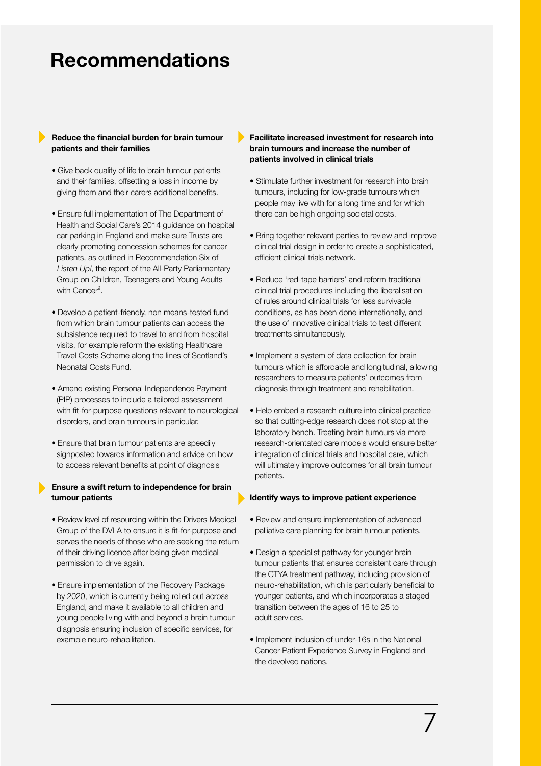# Recommendations

**Reduce the financial burden for brain tumour patients and their families**

- Give back quality of life to brain tumour patients and their families, offsetting a loss in income by giving them and their carers additional benefits.
- Ensure full implementation of The Department of Health and Social Care's 2014 guidance on hospital car parking in England and make sure Trusts are clearly promoting concession schemes for cancer patients, as outlined in Recommendation Six of *Listen Up!*, the report of the All-Party Parliamentary Group on Children, Teenagers and Young Adults with Cancer[9].
- Develop a patient-friendly, non means-tested fund from which brain tumour patients can access the subsistence required to travel to and from hospital visits, for example reform the existing Healthcare Travel Costs Scheme along the lines of Scotland's Neonatal Costs Fund.
- Amend existing Personal Independence Payment (PIP) processes to include a tailored assessment with fit-for-purpose questions relevant to neurological disorders, and brain tumours in particular.
- Ensure that brain tumour patients are speedily signposted towards information and advice on how to access relevant benefits at point of diagnosis

**Ensure a swift return to independence for brain tumour patients**

- Review level of resourcing within the Drivers Medical Group of the DVLA to ensure it is fit-for-purpose and serves the needs of those who are seeking the return of their driving licence after being given medical permission to drive again.
- Ensure implementation of the Recovery Package by 2020, which is currently being rolled out across England, and make it available to all children and young people living with and beyond a brain tumour diagnosis ensuring inclusion of specific services, for example neuro-rehabilitation.

**Facilitate increased investment for research into brain tumours and increase the number of patients involved in clinical trials**

- Stimulate further investment for research into brain tumours, including for low-grade tumours which people may live with for a long time and for which there can be high ongoing societal costs.
- Bring together relevant parties to review and improve clinical trial design in order to create a sophisticated, efficient clinical trials network.
- Reduce 'red-tape barriers' and reform traditional clinical trial procedures including the liberalisation of rules around clinical trials for less survivable conditions, as has been done internationally, and the use of innovative clinical trials to test different treatments simultaneously.
- Implement a system of data collection for brain tumours which is affordable and longitudinal, allowing researchers to measure patients' outcomes from diagnosis through treatment and rehabilitation.
- Help embed a research culture into clinical practice so that cutting-edge research does not stop at the laboratory bench. Treating brain tumours via more research-orientated care models would ensure better integration of clinical trials and hospital care, which will ultimately improve outcomes for all brain tumour patients.

**Identify ways to improve patient experience**

- Review and ensure implementation of advanced palliative care planning for brain tumour patients.
- Design a specialist pathway for younger brain tumour patients that ensures consistent care through the CTYA treatment pathway, including provision of neuro-rehabilitation, which is particularly beneficial to younger patients, and which incorporates a staged transition between the ages of 16 to 25 to adult services.
- Implement inclusion of under-16s in the National Cancer Patient Experience Survey in England and the devolved nations.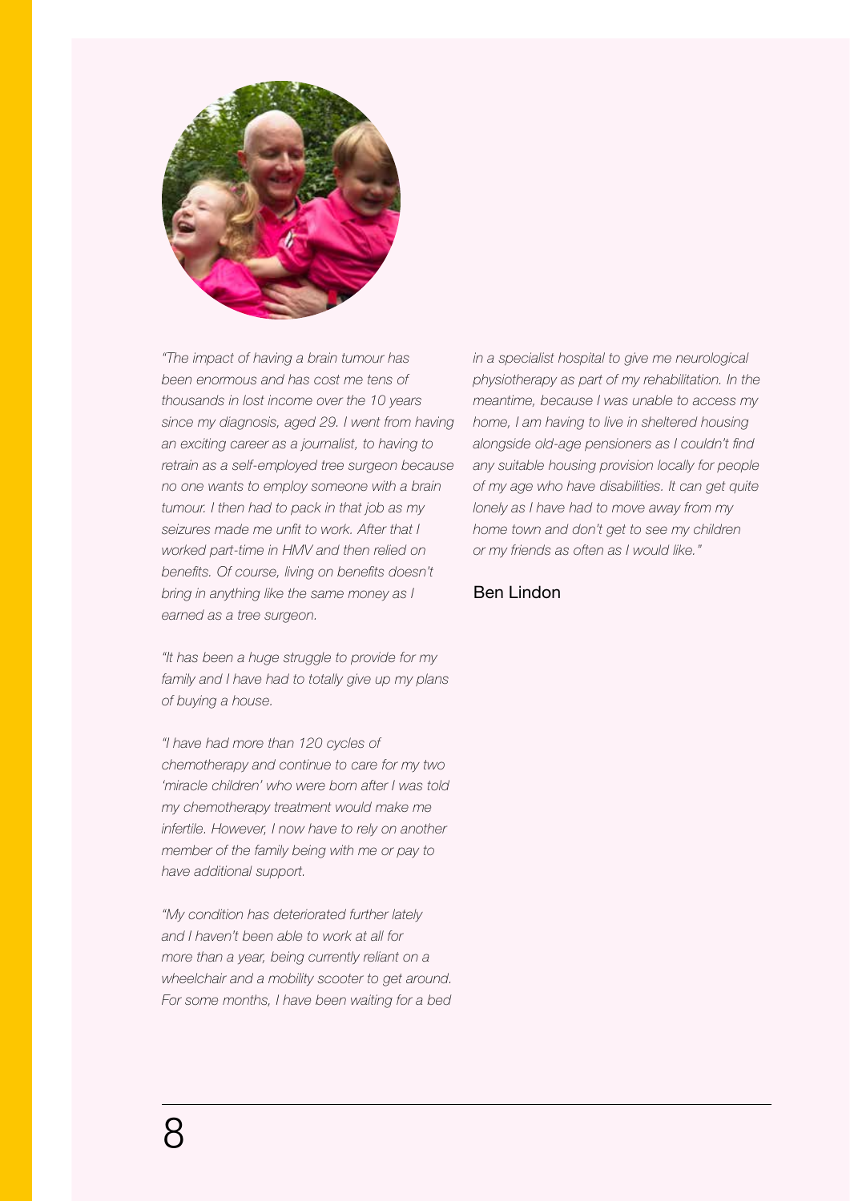*"The impact of having a brain tumour has been enormous and has cost me tens of thousands in lost income over the 10 years since my diagnosis, aged 29. I went from having an exciting career as a journalist, to having to retrain as a self-employed tree surgeon because no one wants to employ someone with a brain tumour. I then had to pack in that job as my seizures made me unfit to work. After that I worked part-time in HMV and then relied on benefits. Of course, living on benefits doesn't bring in anything like the same money as I earned as a tree surgeon.*

*"It has been a huge struggle to provide for my family and I have had to totally give up my plans of buying a house.*

*"I have had more than 120 cycles of chemotherapy and continue to care for my two 'miracle children' who were born after I was told my chemotherapy treatment would make me infertile. However, I now have to rely on another member of the family being with me or pay to have additional support.*

*"My condition has deteriorated further lately and I haven't been able to work at all for more than a year, being currently reliant on a wheelchair and a mobility scooter to get around. For some months, I have been waiting for a bed in a specialist hospital to give me neurological physiotherapy as part of my rehabilitation. In the meantime, because I was unable to access my home, I am having to live in sheltered housing alongside old-age pensioners as I couldn't find any suitable housing provision locally for people of my age who have disabilities. It can get quite lonely as I have had to move away from my home town and don't get to see my children or my friends as often as I would like."*

Ben Lindon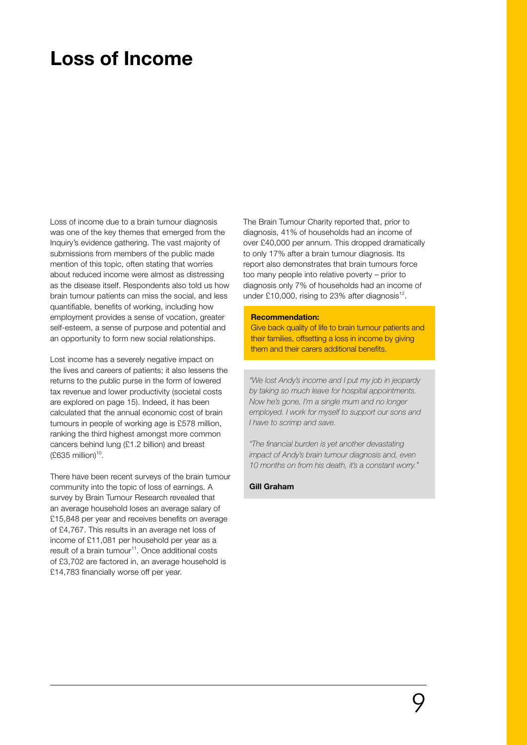# Loss of Income

Loss of income due to a brain tumour diagnosis was one of the key themes that emerged from the Inquiry's evidence gathering. The vast majority of submissions from members of the public made mention of this topic, often stating that worries about reduced income were almost as distressing as the disease itself. Respondents also told us how brain tumour patients can miss the social, and less quantifiable, benefits of working, including how employment provides a sense of vocation, greater self-esteem, a sense of purpose and potential and an opportunity to form new social relationships.

Lost income has a severely negative impact on the lives and careers of patients; it also lessens the returns to the public purse in the form of lowered tax revenue and lower productivity (societal costs are explored on page 15). Indeed, it has been calculated that the annual economic cost of brain tumours in people of working age is £578 million, ranking the third highest amongst more common cancers behind lung (£1.2 billion) and breast (£635 million)[10].

There have been recent surveys of the brain tumour community into the topic of loss of earnings. A survey by Brain Tumour Research revealed that an average household loses an average salary of £15,848 per year and receives benefits on average of £4,767. This results in an average net loss of income of £11,081 per household per year as a result of a brain tumour[11]. Once additional costs of £3,702 are factored in, an average household is £14,783 financially worse off per year.

The Brain Tumour Charity reported that, prior to diagnosis, 41% of households had an income of over £40,000 per annum. This dropped dramatically to only 17% after a brain tumour diagnosis. Its report also demonstrates that brain tumours force too many people into relative poverty – prior to diagnosis only 7% of households had an income of under £10,000, rising to 23% after diagnosis[12].

**Recommendation:**

Give back quality of life to brain tumour patients and their families, offsetting a loss in income by giving them and their carers additional benefits.

*"We lost Andy's income and I put my job in jeopardy by taking so much leave for hospital appointments. Now he's gone, I'm a single mum and no longer employed. I work for myself to support our sons and I have to scrimp and save.*

*"The financial burden is yet another devastating impact of Andy's brain tumour diagnosis and, even 10 months on from his death, it's a constant worry."*

**Gill Graham**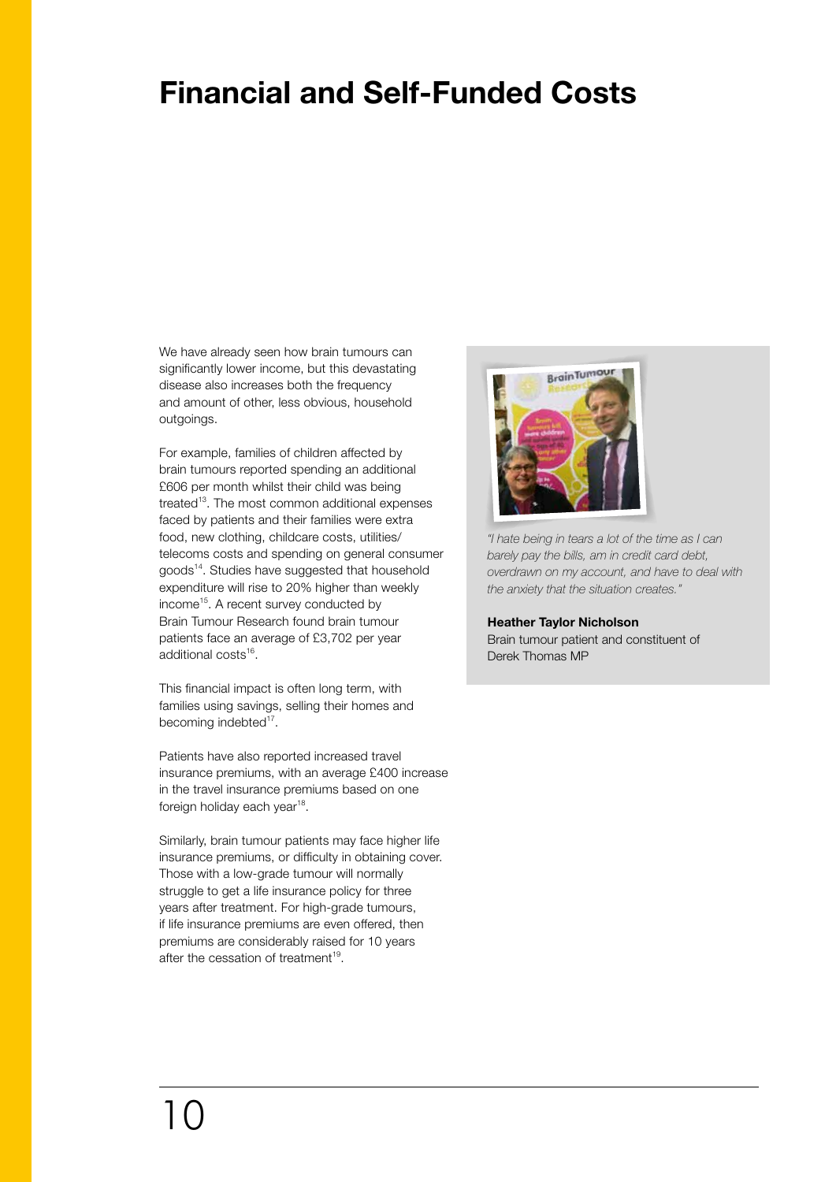# Financial and Self-Funded Costs

We have already seen how brain tumours can significantly lower income, but this devastating disease also increases both the frequency and amount of other, less obvious, household outgoings.

For example, families of children affected by brain tumours reported spending an additional £606 per month whilst their child was being treated[13]. The most common additional expenses faced by patients and their families were extra food, new clothing, childcare costs, utilities/telecoms costs and spending on general consumer goods[14]. Studies have suggested that household expenditure will rise to 20% higher than weekly income[15]. A recent survey conducted by Brain Tumour Research found brain tumour patients face an average of £3,702 per year additional costs[16].

This financial impact is often long term, with families using savings, selling their homes and becoming indebted[17].

Patients have also reported increased travel insurance premiums, with an average £400 increase in the travel insurance premiums based on one foreign holiday each year[18].

Similarly, brain tumour patients may face higher life insurance premiums, or difficulty in obtaining cover. Those with a low-grade tumour will normally struggle to get a life insurance policy for three years after treatment. For high-grade tumours, if life insurance premiums are even offered, then premiums are considerably raised for 10 years after the cessation of treatment[19].

*"I hate being in tears a lot of the time as I can barely pay the bills, am in credit card debt, overdrawn on my account, and have to deal with the anxiety that the situation creates."*

**Heather Taylor Nicholson**
Brain tumour patient and constituent of Derek Thomas MP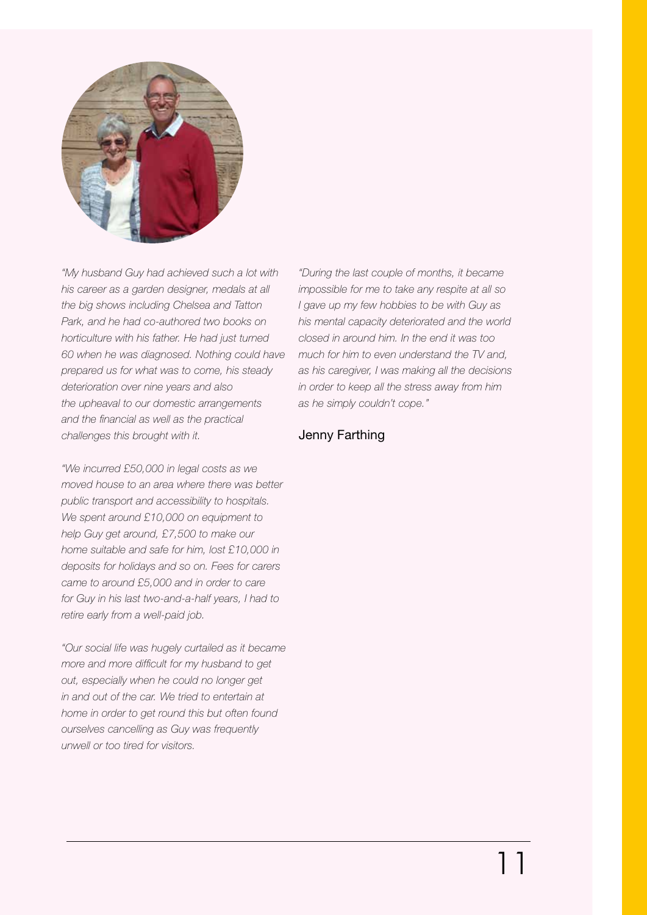*"My husband Guy had achieved such a lot with his career as a garden designer, medals at all the big shows including Chelsea and Tatton Park, and he had co-authored two books on horticulture with his father. He had just turned 60 when he was diagnosed. Nothing could have prepared us for what was to come, his steady deterioration over nine years and also the upheaval to our domestic arrangements and the financial as well as the practical challenges this brought with it.*

*"We incurred £50,000 in legal costs as we moved house to an area where there was better public transport and accessibility to hospitals. We spent around £10,000 on equipment to help Guy get around, £7,500 to make our home suitable and safe for him, lost £10,000 in deposits for holidays and so on. Fees for carers came to around £5,000 and in order to care for Guy in his last two-and-a-half years, I had to retire early from a well-paid job.*

*"Our social life was hugely curtailed as it became more and more difficult for my husband to get out, especially when he could no longer get in and out of the car. We tried to entertain at home in order to get round this but often found ourselves cancelling as Guy was frequently unwell or too tired for visitors.*

*"During the last couple of months, it became impossible for me to take any respite at all so I gave up my few hobbies to be with Guy as his mental capacity deteriorated and the world closed in around him. In the end it was too much for him to even understand the TV and, as his caregiver, I was making all the decisions in order to keep all the stress away from him as he simply couldn't cope."*

Jenny Farthing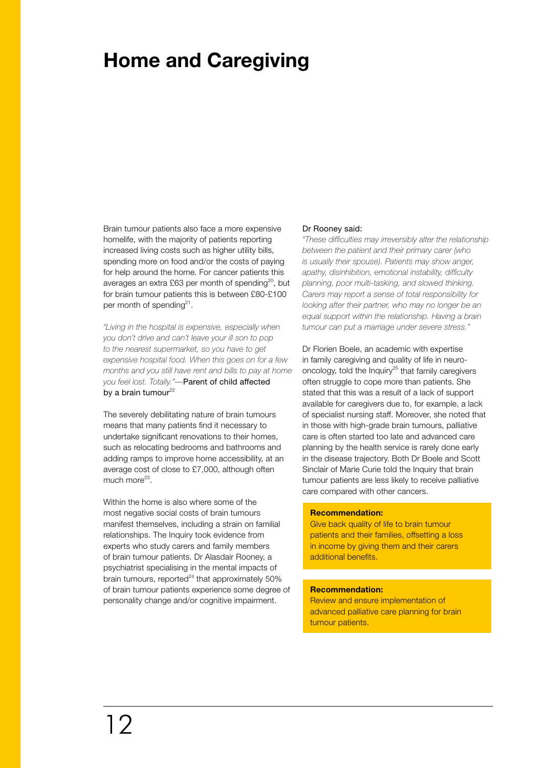# Home and Caregiving

Brain tumour patients also face a more expensive homelife, with the majority of patients reporting increased living costs such as higher utility bills, spending more on food and/or the costs of paying for help around the home. For cancer patients this averages an extra £63 per month of spending[20], but for brain tumour patients this is between £80-£100 per month of spending[21].

*"Living in the hospital is expensive, especially when you don't drive and can't leave your ill son to pop to the nearest supermarket, so you have to get expensive hospital food. When this goes on for a few months and you still have rent and bills to pay at home you feel lost. Totally."*—Parent of child affected by a brain tumour[22]

The severely debilitating nature of brain tumours means that many patients find it necessary to undertake significant renovations to their homes, such as relocating bedrooms and bathrooms and adding ramps to improve home accessibility, at an average cost of close to £7,000, although often much more[23].

Within the home is also where some of the most negative social costs of brain tumours manifest themselves, including a strain on familial relationships. The Inquiry took evidence from experts who study carers and family members of brain tumour patients. Dr Alasdair Rooney, a psychiatrist specialising in the mental impacts of brain tumours, reported[24] that approximately 50% of brain tumour patients experience some degree of personality change and/or cognitive impairment.

Dr Rooney said:

*"These difficulties may irreversibly alter the relationship between the patient and their primary carer (who is usually their spouse). Patients may show anger, apathy, disinhibition, emotional instability, difficulty planning, poor multi-tasking, and slowed thinking. Carers may report a sense of total responsibility for looking after their partner, who may no longer be an equal support within the relationship. Having a brain tumour can put a marriage under severe stress."*

Dr Florien Boele, an academic with expertise in family caregiving and quality of life in neuro-oncology, told the Inquiry[25] that family caregivers often struggle to cope more than patients. She stated that this was a result of a lack of support available for caregivers due to, for example, a lack of specialist nursing staff. Moreover, she noted that in those with high-grade brain tumours, palliative care is often started too late and advanced care planning by the health service is rarely done early in the disease trajectory. Both Dr Boele and Scott Sinclair of Marie Curie told the Inquiry that brain tumour patients are less likely to receive palliative care compared with other cancers.

**Recommendation:**
Give back quality of life to brain tumour patients and their families, offsetting a loss in income by giving them and their carers additional benefits.

**Recommendation:**
Review and ensure implementation of advanced palliative care planning for brain tumour patients.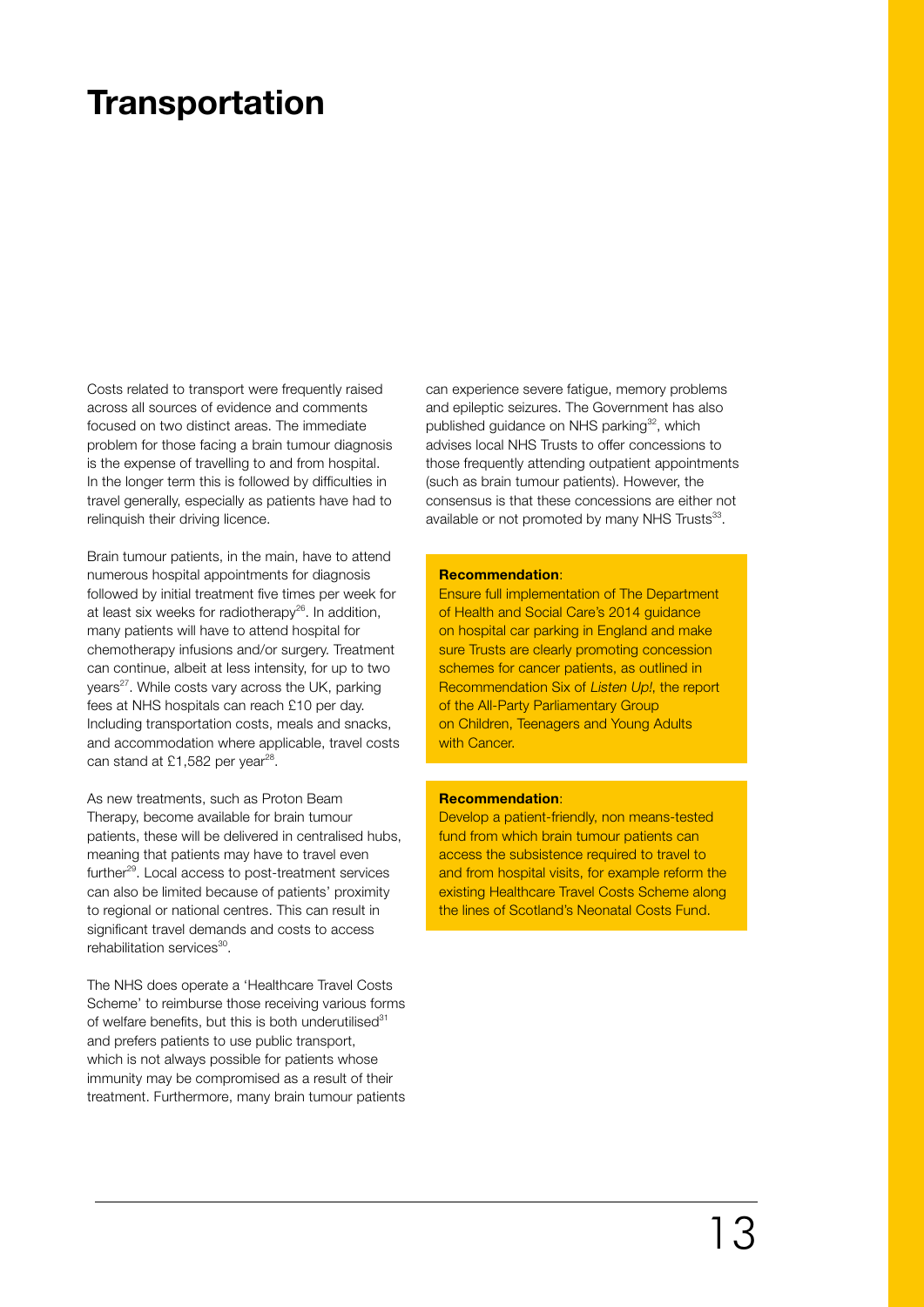# Transportation

Costs related to transport were frequently raised across all sources of evidence and comments focused on two distinct areas. The immediate problem for those facing a brain tumour diagnosis is the expense of travelling to and from hospital. In the longer term this is followed by difficulties in travel generally, especially as patients have had to relinquish their driving licence.

Brain tumour patients, in the main, have to attend numerous hospital appointments for diagnosis followed by initial treatment five times per week for at least six weeks for radiotherapy[26]. In addition, many patients will have to attend hospital for chemotherapy infusions and/or surgery. Treatment can continue, albeit at less intensity, for up to two years[27]. While costs vary across the UK, parking fees at NHS hospitals can reach £10 per day. Including transportation costs, meals and snacks, and accommodation where applicable, travel costs can stand at £1,582 per year[28].

As new treatments, such as Proton Beam Therapy, become available for brain tumour patients, these will be delivered in centralised hubs, meaning that patients may have to travel even further[29]. Local access to post-treatment services can also be limited because of patients' proximity to regional or national centres. This can result in significant travel demands and costs to access rehabilitation services[30].

The NHS does operate a 'Healthcare Travel Costs Scheme' to reimburse those receiving various forms of welfare benefits, but this is both underutilised[31] and prefers patients to use public transport, which is not always possible for patients whose immunity may be compromised as a result of their treatment. Furthermore, many brain tumour patients can experience severe fatigue, memory problems and epileptic seizures. The Government has also published guidance on NHS parking[32], which advises local NHS Trusts to offer concessions to those frequently attending outpatient appointments (such as brain tumour patients). However, the consensus is that these concessions are either not available or not promoted by many NHS Trusts[33].

**Recommendation**:
Ensure full implementation of The Department of Health and Social Care's 2014 guidance on hospital car parking in England and make sure Trusts are clearly promoting concession schemes for cancer patients, as outlined in Recommendation Six of *Listen Up!*, the report of the All-Party Parliamentary Group on Children, Teenagers and Young Adults with Cancer.

**Recommendation**:
Develop a patient-friendly, non means-tested fund from which brain tumour patients can access the subsistence required to travel to and from hospital visits, for example reform the existing Healthcare Travel Costs Scheme along the lines of Scotland's Neonatal Costs Fund.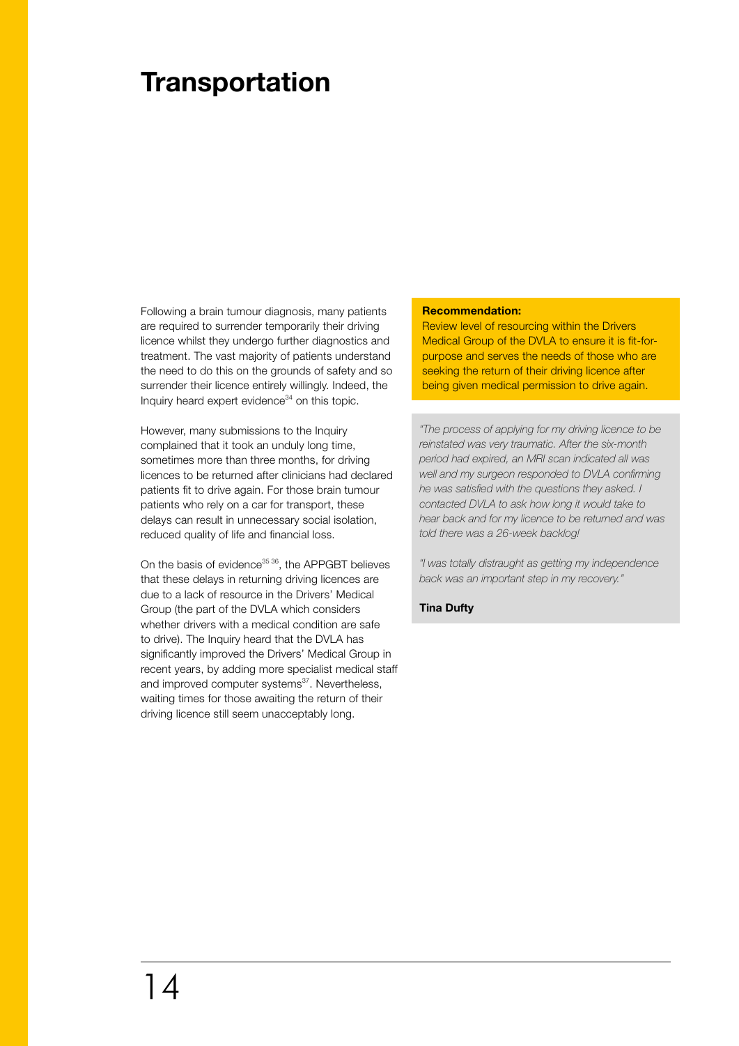# Transportation

Following a brain tumour diagnosis, many patients are required to surrender temporarily their driving licence whilst they undergo further diagnostics and treatment. The vast majority of patients understand the need to do this on the grounds of safety and so surrender their licence entirely willingly. Indeed, the Inquiry heard expert evidence[34] on this topic.

However, many submissions to the Inquiry complained that it took an unduly long time, sometimes more than three months, for driving licences to be returned after clinicians had declared patients fit to drive again. For those brain tumour patients who rely on a car for transport, these delays can result in unnecessary social isolation, reduced quality of life and financial loss.

On the basis of evidence[35 36], the APPGBT believes that these delays in returning driving licences are due to a lack of resource in the Drivers' Medical Group (the part of the DVLA which considers whether drivers with a medical condition are safe to drive). The Inquiry heard that the DVLA has significantly improved the Drivers' Medical Group in recent years, by adding more specialist medical staff and improved computer systems[37]. Nevertheless, waiting times for those awaiting the return of their driving licence still seem unacceptably long.

**Recommendation:**
Review level of resourcing within the Drivers Medical Group of the DVLA to ensure it is fit-for-purpose and serves the needs of those who are seeking the return of their driving licence after being given medical permission to drive again.

*"The process of applying for my driving licence to be reinstated was very traumatic. After the six-month period had expired, an MRI scan indicated all was well and my surgeon responded to DVLA confirming he was satisfied with the questions they asked. I contacted DVLA to ask how long it would take to hear back and for my licence to be returned and was told there was a 26-week backlog!*

*"I was totally distraught as getting my independence back was an important step in my recovery."*

**Tina Dufty**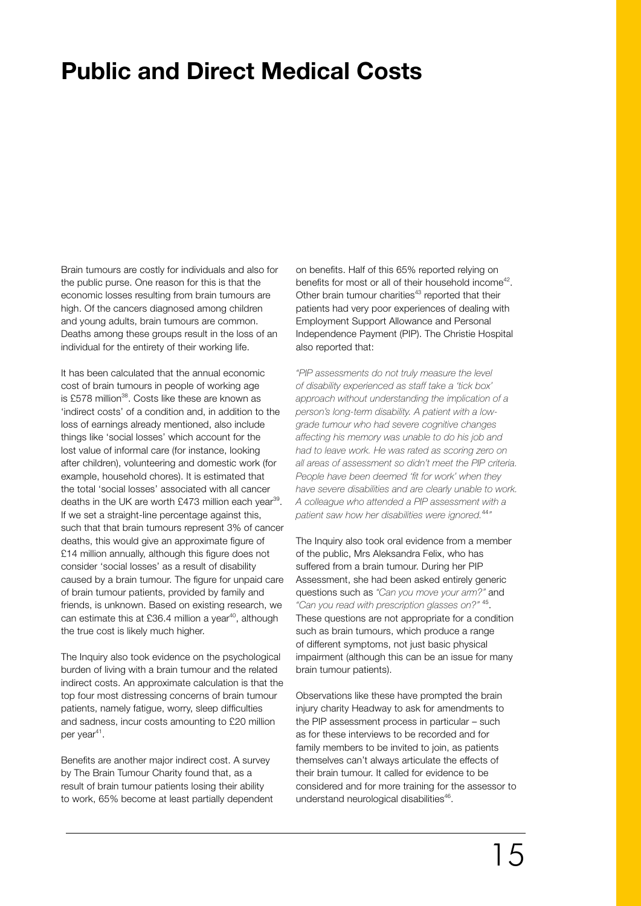# Public and Direct Medical Costs

Brain tumours are costly for individuals and also for the public purse. One reason for this is that the economic losses resulting from brain tumours are high. Of the cancers diagnosed among children and young adults, brain tumours are common. Deaths among these groups result in the loss of an individual for the entirety of their working life.

It has been calculated that the annual economic cost of brain tumours in people of working age is £578 million[38]. Costs like these are known as 'indirect costs' of a condition and, in addition to the loss of earnings already mentioned, also include things like 'social losses' which account for the lost value of informal care (for instance, looking after children), volunteering and domestic work (for example, household chores). It is estimated that the total 'social losses' associated with all cancer deaths in the UK are worth £473 million each year[39]. If we set a straight-line percentage against this, such that that brain tumours represent 3% of cancer deaths, this would give an approximate figure of £14 million annually, although this figure does not consider 'social losses' as a result of disability caused by a brain tumour. The figure for unpaid care of brain tumour patients, provided by family and friends, is unknown. Based on existing research, we can estimate this at £36.4 million a year[40], although the true cost is likely much higher.

The Inquiry also took evidence on the psychological burden of living with a brain tumour and the related indirect costs. An approximate calculation is that the top four most distressing concerns of brain tumour patients, namely fatigue, worry, sleep difficulties and sadness, incur costs amounting to £20 million per year[41].

Benefits are another major indirect cost. A survey by The Brain Tumour Charity found that, as a result of brain tumour patients losing their ability to work, 65% become at least partially dependent on benefits. Half of this 65% reported relying on benefits for most or all of their household income[42]. Other brain tumour charities[43] reported that their patients had very poor experiences of dealing with Employment Support Allowance and Personal Independence Payment (PIP). The Christie Hospital also reported that:

*"PIP assessments do not truly measure the level of disability experienced as staff take a 'tick box' approach without understanding the implication of a person's long-term disability. A patient with a low-grade tumour who had severe cognitive changes affecting his memory was unable to do his job and had to leave work. He was rated as scoring zero on all areas of assessment so didn't meet the PIP criteria. People have been deemed 'fit for work' when they have severe disabilities and are clearly unable to work. A colleague who attended a PIP assessment with a patient saw how her disabilities were ignored.*[44]*"*

The Inquiry also took oral evidence from a member of the public, Mrs Aleksandra Felix, who has suffered from a brain tumour. During her PIP Assessment, she had been asked entirely generic questions such as *"Can you move your arm?"* and *"Can you read with prescription glasses on?"* [45]. These questions are not appropriate for a condition such as brain tumours, which produce a range of different symptoms, not just basic physical impairment (although this can be an issue for many brain tumour patients).

Observations like these have prompted the brain injury charity Headway to ask for amendments to the PIP assessment process in particular – such as for these interviews to be recorded and for family members to be invited to join, as patients themselves can't always articulate the effects of their brain tumour. It called for evidence to be considered and for more training for the assessor to understand neurological disabilities[46].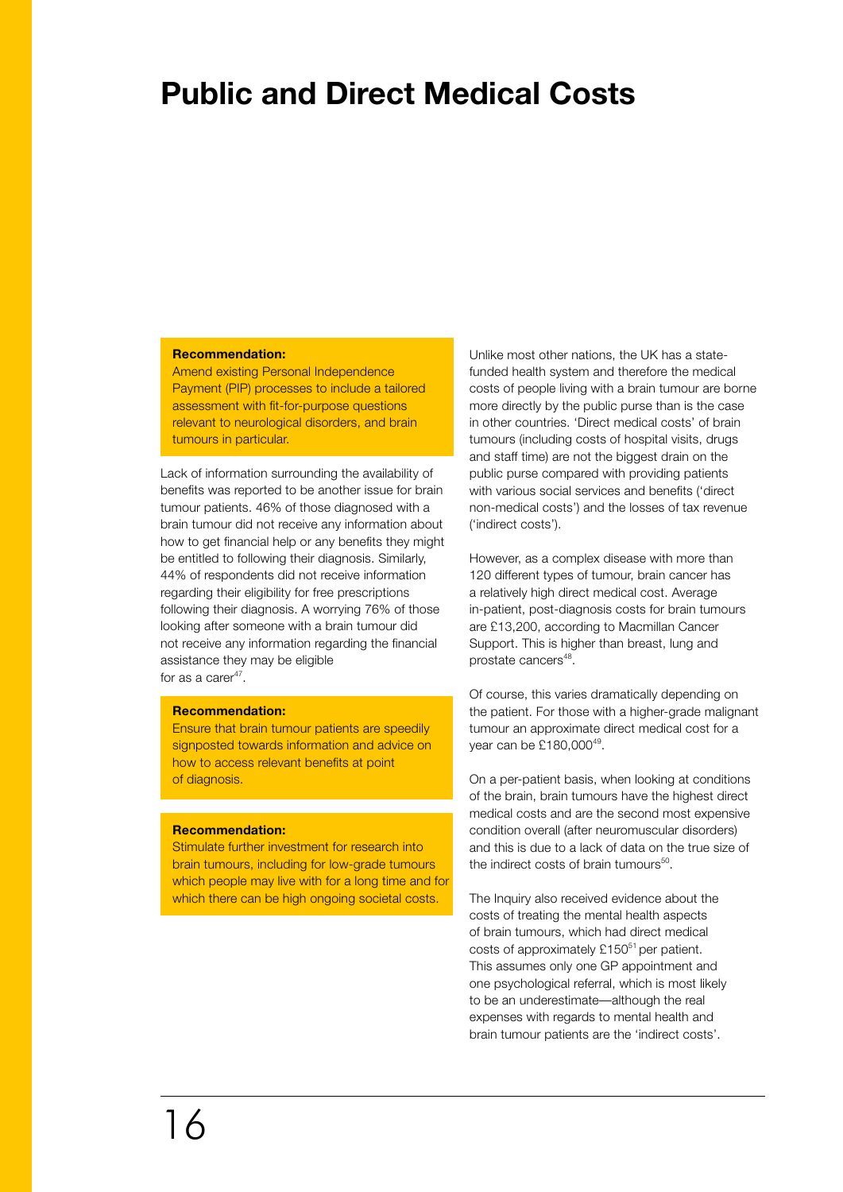# Public and Direct Medical Costs

**Recommendation:**
Amend existing Personal Independence Payment (PIP) processes to include a tailored assessment with fit-for-purpose questions relevant to neurological disorders, and brain tumours in particular.

Lack of information surrounding the availability of benefits was reported to be another issue for brain tumour patients. 46% of those diagnosed with a brain tumour did not receive any information about how to get financial help or any benefits they might be entitled to following their diagnosis. Similarly, 44% of respondents did not receive information regarding their eligibility for free prescriptions following their diagnosis. A worrying 76% of those looking after someone with a brain tumour did not receive any information regarding the financial assistance they may be eligible for as a carer[47].

**Recommendation:**
Ensure that brain tumour patients are speedily signposted towards information and advice on how to access relevant benefits at point of diagnosis.

**Recommendation:**
Stimulate further investment for research into brain tumours, including for low-grade tumours which people may live with for a long time and for which there can be high ongoing societal costs.

Unlike most other nations, the UK has a state-funded health system and therefore the medical costs of people living with a brain tumour are borne more directly by the public purse than is the case in other countries. 'Direct medical costs' of brain tumours (including costs of hospital visits, drugs and staff time) are not the biggest drain on the public purse compared with providing patients with various social services and benefits ('direct non-medical costs') and the losses of tax revenue ('indirect costs').

However, as a complex disease with more than 120 different types of tumour, brain cancer has a relatively high direct medical cost. Average in-patient, post-diagnosis costs for brain tumours are £13,200, according to Macmillan Cancer Support. This is higher than breast, lung and prostate cancers[48].

Of course, this varies dramatically depending on the patient. For those with a higher-grade malignant tumour an approximate direct medical cost for a year can be £180,000[49].

On a per-patient basis, when looking at conditions of the brain, brain tumours have the highest direct medical costs and are the second most expensive condition overall (after neuromuscular disorders) and this is due to a lack of data on the true size of the indirect costs of brain tumours[50].

The Inquiry also received evidence about the costs of treating the mental health aspects of brain tumours, which had direct medical costs of approximately £150[51] per patient. This assumes only one GP appointment and one psychological referral, which is most likely to be an underestimate—although the real expenses with regards to mental health and brain tumour patients are the 'indirect costs'.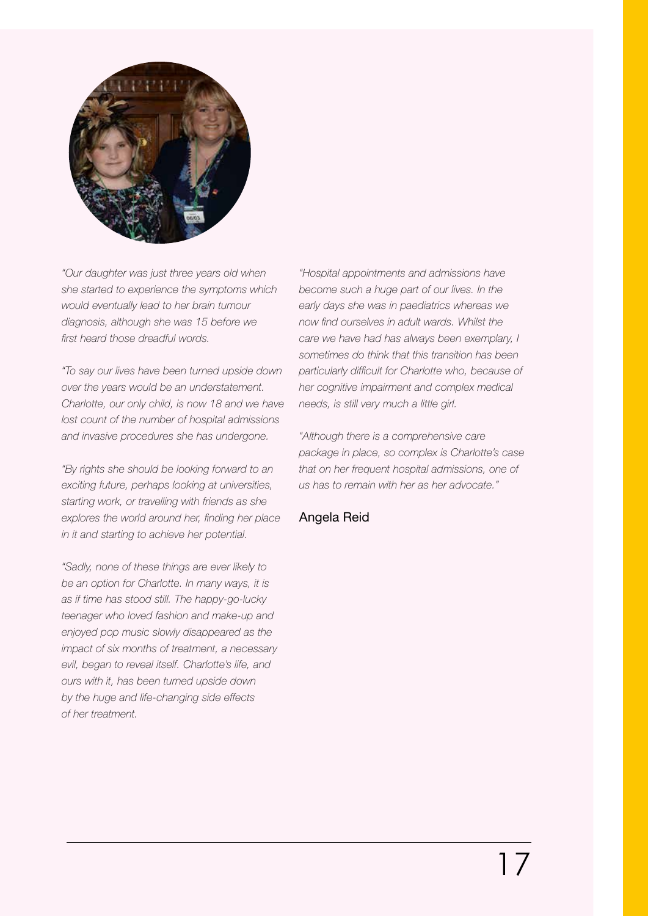*"Our daughter was just three years old when she started to experience the symptoms which would eventually lead to her brain tumour diagnosis, although she was 15 before we first heard those dreadful words.*

*"To say our lives have been turned upside down over the years would be an understatement. Charlotte, our only child, is now 18 and we have lost count of the number of hospital admissions and invasive procedures she has undergone.*

*"By rights she should be looking forward to an exciting future, perhaps looking at universities, starting work, or travelling with friends as she explores the world around her, finding her place in it and starting to achieve her potential.*

*"Sadly, none of these things are ever likely to be an option for Charlotte. In many ways, it is as if time has stood still. The happy-go-lucky teenager who loved fashion and make-up and enjoyed pop music slowly disappeared as the impact of six months of treatment, a necessary evil, began to reveal itself. Charlotte's life, and ours with it, has been turned upside down by the huge and life-changing side effects of her treatment.*

*"Hospital appointments and admissions have become such a huge part of our lives. In the early days she was in paediatrics whereas we now find ourselves in adult wards. Whilst the care we have had has always been exemplary, I sometimes do think that this transition has been particularly difficult for Charlotte who, because of her cognitive impairment and complex medical needs, is still very much a little girl.*

*"Although there is a comprehensive care package in place, so complex is Charlotte's case that on her frequent hospital admissions, one of us has to remain with her as her advocate."*

Angela Reid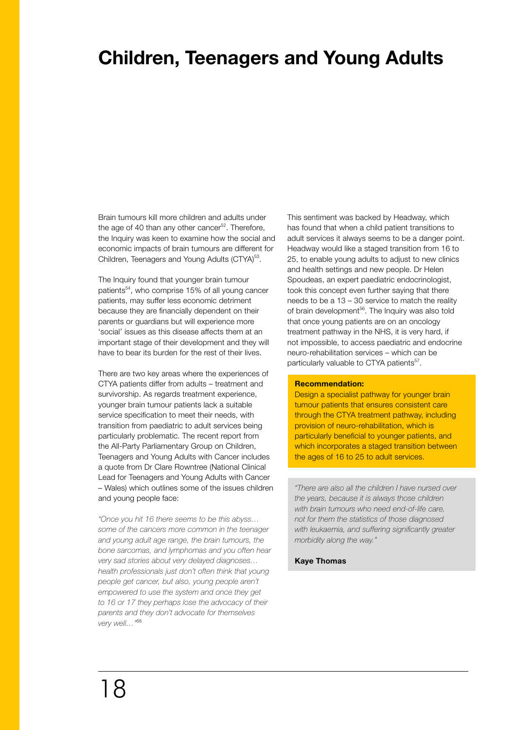# Children, Teenagers and Young Adults

Brain tumours kill more children and adults under the age of 40 than any other cancer[52]. Therefore, the Inquiry was keen to examine how the social and economic impacts of brain tumours are different for Children, Teenagers and Young Adults (CTYA)[53].

The Inquiry found that younger brain tumour patients[54], who comprise 15% of all young cancer patients, may suffer less economic detriment because they are financially dependent on their parents or guardians but will experience more 'social' issues as this disease affects them at an important stage of their development and they will have to bear its burden for the rest of their lives.

There are two key areas where the experiences of CTYA patients differ from adults – treatment and survivorship. As regards treatment experience, younger brain tumour patients lack a suitable service specification to meet their needs, with transition from paediatric to adult services being particularly problematic. The recent report from the All-Party Parliamentary Group on Children, Teenagers and Young Adults with Cancer includes a quote from Dr Clare Rowntree (National Clinical Lead for Teenagers and Young Adults with Cancer – Wales) which outlines some of the issues children and young people face:

*"Once you hit 16 there seems to be this abyss… some of the cancers more common in the teenager and young adult age range, the brain tumours, the bone sarcomas, and lymphomas and you often hear very sad stories about very delayed diagnoses… health professionals just don't often think that young people get cancer, but also, young people aren't empowered to use the system and once they get to 16 or 17 they perhaps lose the advocacy of their parents and they don't advocate for themselves very well…"*[55]

This sentiment was backed by Headway, which has found that when a child patient transitions to adult services it always seems to be a danger point. Headway would like a staged transition from 16 to 25, to enable young adults to adjust to new clinics and health settings and new people. Dr Helen Spoudeas, an expert paediatric endocrinologist, took this concept even further saying that there needs to be a 13 – 30 service to match the reality of brain development[56]. The Inquiry was also told that once young patients are on an oncology treatment pathway in the NHS, it is very hard, if not impossible, to access paediatric and endocrine neuro-rehabilitation services – which can be particularly valuable to CTYA patients[57].

**Recommendation:**
Design a specialist pathway for younger brain tumour patients that ensures consistent care through the CTYA treatment pathway, including provision of neuro-rehabilitation, which is particularly beneficial to younger patients, and which incorporates a staged transition between the ages of 16 to 25 to adult services.

*"There are also all the children I have nursed over the years, because it is always those children with brain tumours who need end-of-life care, not for them the statistics of those diagnosed with leukaemia, and suffering significantly greater morbidity along the way."*

**Kaye Thomas**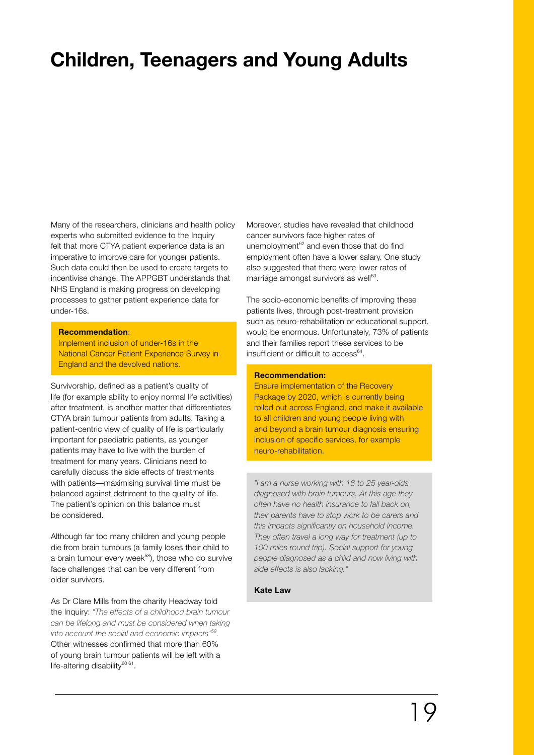# Children, Teenagers and Young Adults

Many of the researchers, clinicians and health policy experts who submitted evidence to the Inquiry felt that more CTYA patient experience data is an imperative to improve care for younger patients. Such data could then be used to create targets to incentivise change. The APPGBT understands that NHS England is making progress on developing processes to gather patient experience data for under-16s.

> **Recommendation**:
> Implement inclusion of under-16s in the National Cancer Patient Experience Survey in England and the devolved nations.

Survivorship, defined as a patient's quality of life (for example ability to enjoy normal life activities) after treatment, is another matter that differentiates CTYA brain tumour patients from adults. Taking a patient-centric view of quality of life is particularly important for paediatric patients, as younger patients may have to live with the burden of treatment for many years. Clinicians need to carefully discuss the side effects of treatments with patients—maximising survival time must be balanced against detriment to the quality of life. The patient's opinion on this balance must be considered.

Although far too many children and young people die from brain tumours (a family loses their child to a brain tumour every week[58]), those who do survive face challenges that can be very different from older survivors.

As Dr Clare Mills from the charity Headway told the Inquiry: *"The effects of a childhood brain tumour can be lifelong and must be considered when taking into account the social and economic impacts"*[59]. Other witnesses confirmed that more than 60% of young brain tumour patients will be left with a life-altering disability[60 61].

Moreover, studies have revealed that childhood cancer survivors face higher rates of unemployment[62] and even those that do find employment often have a lower salary. One study also suggested that there were lower rates of marriage amongst survivors as well[63].

The socio-economic benefits of improving these patients lives, through post-treatment provision such as neuro-rehabilitation or educational support, would be enormous. Unfortunately, 73% of patients and their families report these services to be insufficient or difficult to access[64].

> **Recommendation:**
> Ensure implementation of the Recovery Package by 2020, which is currently being rolled out across England, and make it available to all children and young people living with and beyond a brain tumour diagnosis ensuring inclusion of specific services, for example neuro-rehabilitation.

> *"I am a nurse working with 16 to 25 year-olds diagnosed with brain tumours. At this age they often have no health insurance to fall back on, their parents have to stop work to be carers and this impacts significantly on household income. They often travel a long way for treatment (up to 100 miles round trip). Social support for young people diagnosed as a child and now living with side effects is also lacking."*
>
> **Kate Law**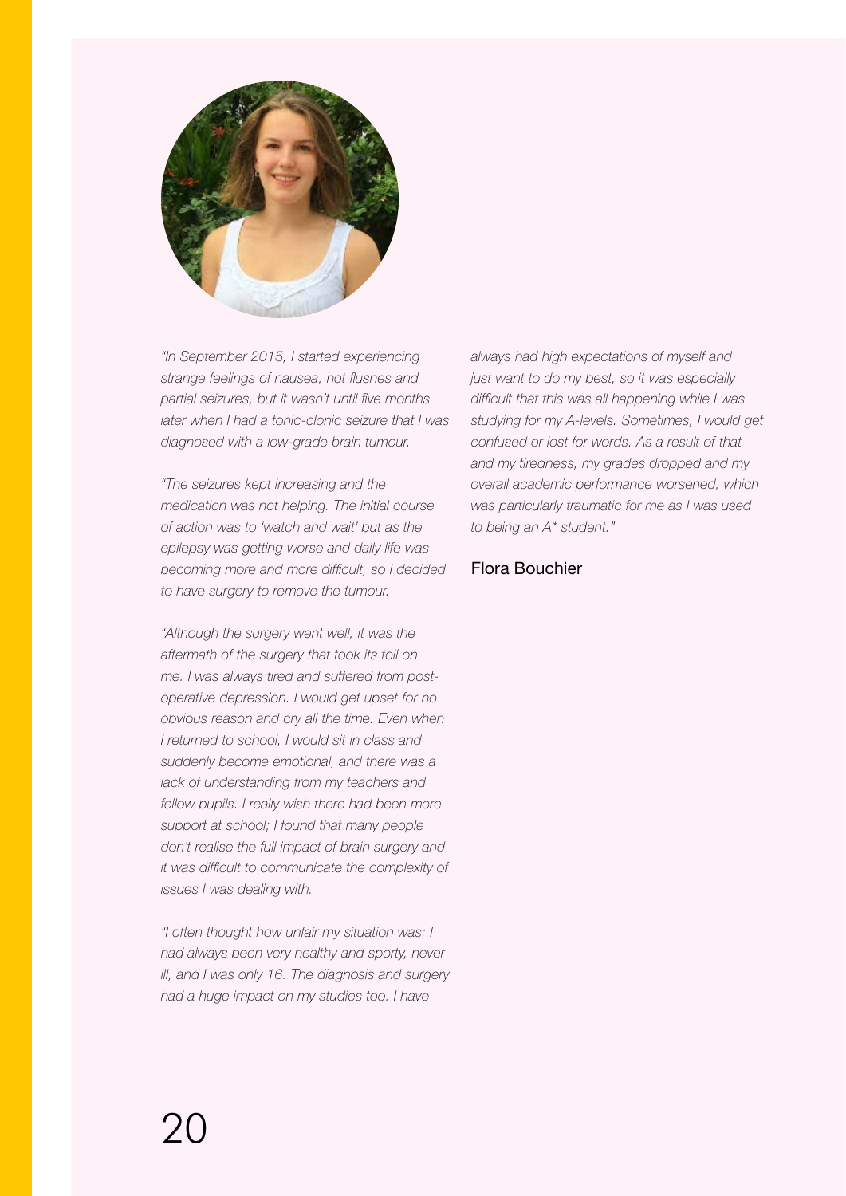*"In September 2015, I started experiencing strange feelings of nausea, hot flushes and partial seizures, but it wasn't until five months later when I had a tonic-clonic seizure that I was diagnosed with a low-grade brain tumour.*

*"The seizures kept increasing and the medication was not helping. The initial course of action was to 'watch and wait' but as the epilepsy was getting worse and daily life was becoming more and more difficult, so I decided to have surgery to remove the tumour.*

*"Although the surgery went well, it was the aftermath of the surgery that took its toll on me. I was always tired and suffered from post-operative depression. I would get upset for no obvious reason and cry all the time. Even when I returned to school, I would sit in class and suddenly become emotional, and there was a lack of understanding from my teachers and fellow pupils. I really wish there had been more support at school; I found that many people don't realise the full impact of brain surgery and it was difficult to communicate the complexity of issues I was dealing with.*

*"I often thought how unfair my situation was; I had always been very healthy and sporty, never ill, and I was only 16. The diagnosis and surgery had a huge impact on my studies too. I have always had high expectations of myself and just want to do my best, so it was especially difficult that this was all happening while I was studying for my A-levels. Sometimes, I would get confused or lost for words. As a result of that and my tiredness, my grades dropped and my overall academic performance worsened, which was particularly traumatic for me as I was used to being an A* student."*

Flora Bouchier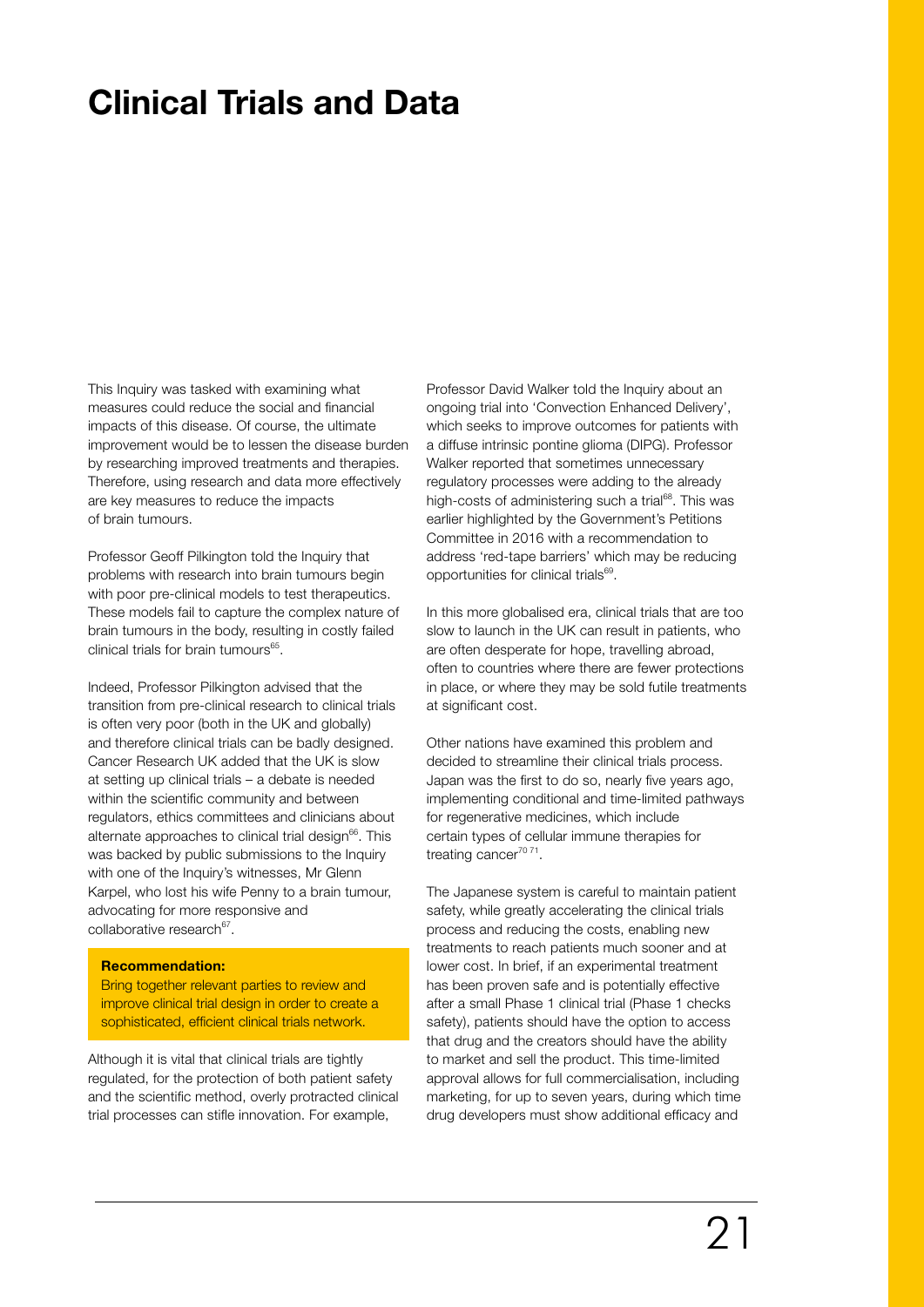# Clinical Trials and Data

This Inquiry was tasked with examining what measures could reduce the social and financial impacts of this disease. Of course, the ultimate improvement would be to lessen the disease burden by researching improved treatments and therapies. Therefore, using research and data more effectively are key measures to reduce the impacts of brain tumours.

Professor Geoff Pilkington told the Inquiry that problems with research into brain tumours begin with poor pre-clinical models to test therapeutics. These models fail to capture the complex nature of brain tumours in the body, resulting in costly failed clinical trials for brain tumours[65].

Indeed, Professor Pilkington advised that the transition from pre-clinical research to clinical trials is often very poor (both in the UK and globally) and therefore clinical trials can be badly designed. Cancer Research UK added that the UK is slow at setting up clinical trials – a debate is needed within the scientific community and between regulators, ethics committees and clinicians about alternate approaches to clinical trial design[66]. This was backed by public submissions to the Inquiry with one of the Inquiry's witnesses, Mr Glenn Karpel, who lost his wife Penny to a brain tumour, advocating for more responsive and collaborative research[67].

**Recommendation:**
Bring together relevant parties to review and improve clinical trial design in order to create a sophisticated, efficient clinical trials network.

Although it is vital that clinical trials are tightly regulated, for the protection of both patient safety and the scientific method, overly protracted clinical trial processes can stifle innovation. For example, Professor David Walker told the Inquiry about an ongoing trial into 'Convection Enhanced Delivery', which seeks to improve outcomes for patients with a diffuse intrinsic pontine glioma (DIPG). Professor Walker reported that sometimes unnecessary regulatory processes were adding to the already high-costs of administering such a trial[68]. This was earlier highlighted by the Government's Petitions Committee in 2016 with a recommendation to address 'red-tape barriers' which may be reducing opportunities for clinical trials[69].

In this more globalised era, clinical trials that are too slow to launch in the UK can result in patients, who are often desperate for hope, travelling abroad, often to countries where there are fewer protections in place, or where they may be sold futile treatments at significant cost.

Other nations have examined this problem and decided to streamline their clinical trials process. Japan was the first to do so, nearly five years ago, implementing conditional and time-limited pathways for regenerative medicines, which include certain types of cellular immune therapies for treating cancer[70 71].

The Japanese system is careful to maintain patient safety, while greatly accelerating the clinical trials process and reducing the costs, enabling new treatments to reach patients much sooner and at lower cost. In brief, if an experimental treatment has been proven safe and is potentially effective after a small Phase 1 clinical trial (Phase 1 checks safety), patients should have the option to access that drug and the creators should have the ability to market and sell the product. This time-limited approval allows for full commercialisation, including marketing, for up to seven years, during which time drug developers must show additional efficacy and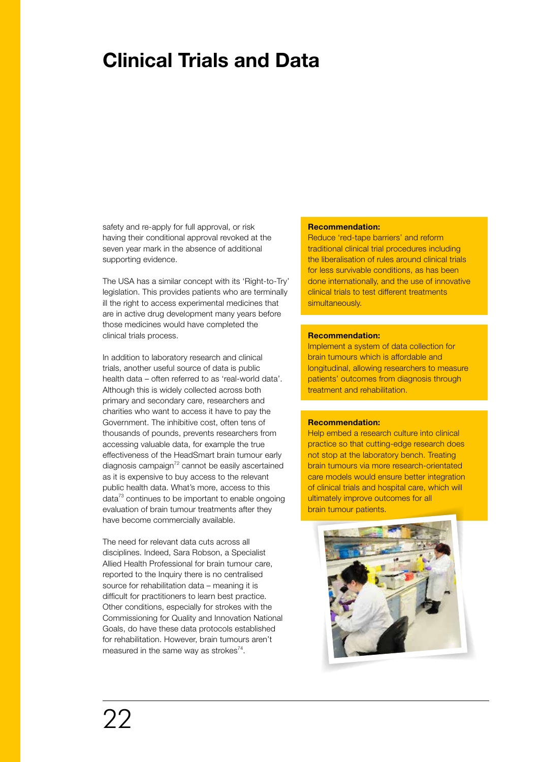# Clinical Trials and Data

safety and re-apply for full approval, or risk having their conditional approval revoked at the seven year mark in the absence of additional supporting evidence.

The USA has a similar concept with its 'Right-to-Try' legislation. This provides patients who are terminally ill the right to access experimental medicines that are in active drug development many years before those medicines would have completed the clinical trials process.

In addition to laboratory research and clinical trials, another useful source of data is public health data – often referred to as 'real-world data'. Although this is widely collected across both primary and secondary care, researchers and charities who want to access it have to pay the Government. The inhibitive cost, often tens of thousands of pounds, prevents researchers from accessing valuable data, for example the true effectiveness of the HeadSmart brain tumour early diagnosis campaign[72] cannot be easily ascertained as it is expensive to buy access to the relevant public health data. What's more, access to this data[73] continues to be important to enable ongoing evaluation of brain tumour treatments after they have become commercially available.

The need for relevant data cuts across all disciplines. Indeed, Sara Robson, a Specialist Allied Health Professional for brain tumour care, reported to the Inquiry there is no centralised source for rehabilitation data – meaning it is difficult for practitioners to learn best practice. Other conditions, especially for strokes with the Commissioning for Quality and Innovation National Goals, do have these data protocols established for rehabilitation. However, brain tumours aren't measured in the same way as strokes[74].

**Recommendation:**
Reduce 'red-tape barriers' and reform traditional clinical trial procedures including the liberalisation of rules around clinical trials for less survivable conditions, as has been done internationally, and the use of innovative clinical trials to test different treatments simultaneously.

**Recommendation:**
Implement a system of data collection for brain tumours which is affordable and longitudinal, allowing researchers to measure patients' outcomes from diagnosis through treatment and rehabilitation.

**Recommendation:**
Help embed a research culture into clinical practice so that cutting-edge research does not stop at the laboratory bench. Treating brain tumours via more research-orientated care models would ensure better integration of clinical trials and hospital care, which will ultimately improve outcomes for all brain tumour patients.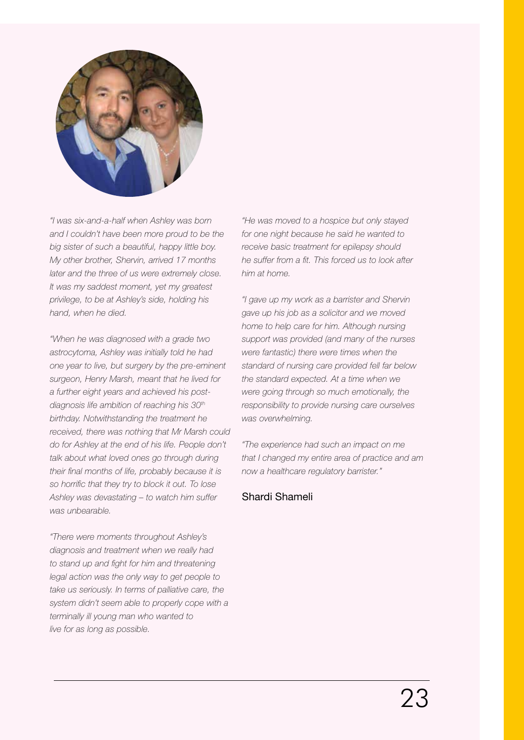*"I was six-and-a-half when Ashley was born and I couldn't have been more proud to be the big sister of such a beautiful, happy little boy. My other brother, Shervin, arrived 17 months later and the three of us were extremely close. It was my saddest moment, yet my greatest privilege, to be at Ashley's side, holding his hand, when he died.*

*"When he was diagnosed with a grade two astrocytoma, Ashley was initially told he had one year to live, but surgery by the pre-eminent surgeon, Henry Marsh, meant that he lived for a further eight years and achieved his post-diagnosis life ambition of reaching his 30th birthday. Notwithstanding the treatment he received, there was nothing that Mr Marsh could do for Ashley at the end of his life. People don't talk about what loved ones go through during their final months of life, probably because it is so horrific that they try to block it out. To lose Ashley was devastating – to watch him suffer was unbearable.*

*"There were moments throughout Ashley's diagnosis and treatment when we really had to stand up and fight for him and threatening legal action was the only way to get people to take us seriously. In terms of palliative care, the system didn't seem able to properly cope with a terminally ill young man who wanted to live for as long as possible.*

*"He was moved to a hospice but only stayed for one night because he said he wanted to receive basic treatment for epilepsy should he suffer from a fit. This forced us to look after him at home.*

*"I gave up my work as a barrister and Shervin gave up his job as a solicitor and we moved home to help care for him. Although nursing support was provided (and many of the nurses were fantastic) there were times when the standard of nursing care provided fell far below the standard expected. At a time when we were going through so much emotionally, the responsibility to provide nursing care ourselves was overwhelming.*

*"The experience had such an impact on me that I changed my entire area of practice and am now a healthcare regulatory barrister."*

Shardi Shameli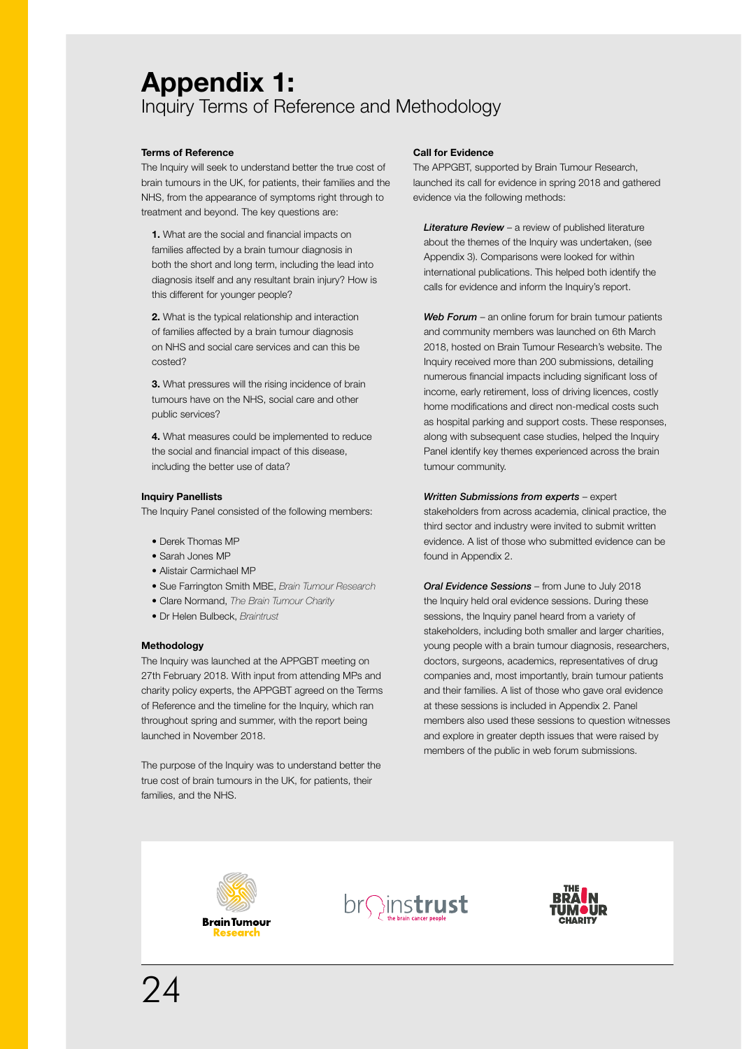# Appendix 1:
## Inquiry Terms of Reference and Methodology

### Terms of Reference

The Inquiry will seek to understand better the true cost of brain tumours in the UK, for patients, their families and the NHS, from the appearance of symptoms right through to treatment and beyond. The key questions are:

**1.** What are the social and financial impacts on families affected by a brain tumour diagnosis in both the short and long term, including the lead into diagnosis itself and any resultant brain injury? How is this different for younger people?

**2.** What is the typical relationship and interaction of families affected by a brain tumour diagnosis on NHS and social care services and can this be costed?

**3.** What pressures will the rising incidence of brain tumours have on the NHS, social care and other public services?

**4.** What measures could be implemented to reduce the social and financial impact of this disease, including the better use of data?

### Inquiry Panellists

The Inquiry Panel consisted of the following members:

- Derek Thomas MP
- Sarah Jones MP
- Alistair Carmichael MP
- Sue Farrington Smith MBE, *Brain Tumour Research*
- Clare Normand, *The Brain Tumour Charity*
- Dr Helen Bulbeck, *Braintrust*

### Methodology

The Inquiry was launched at the APPGBT meeting on 27th February 2018. With input from attending MPs and charity policy experts, the APPGBT agreed on the Terms of Reference and the timeline for the Inquiry, which ran throughout spring and summer, with the report being launched in November 2018.

The purpose of the Inquiry was to understand better the true cost of brain tumours in the UK, for patients, their families, and the NHS.

### Call for Evidence

The APPGBT, supported by Brain Tumour Research, launched its call for evidence in spring 2018 and gathered evidence via the following methods:

***Literature Review*** – a review of published literature about the themes of the Inquiry was undertaken, (see Appendix 3). Comparisons were looked for within international publications. This helped both identify the calls for evidence and inform the Inquiry's report.

***Web Forum*** – an online forum for brain tumour patients and community members was launched on 6th March 2018, hosted on Brain Tumour Research's website. The Inquiry received more than 200 submissions, detailing numerous financial impacts including significant loss of income, early retirement, loss of driving licences, costly home modifications and direct non-medical costs such as hospital parking and support costs. These responses, along with subsequent case studies, helped the Inquiry Panel identify key themes experienced across the brain tumour community.

***Written Submissions from experts*** – expert stakeholders from across academia, clinical practice, the third sector and industry were invited to submit written evidence. A list of those who submitted evidence can be found in Appendix 2.

***Oral Evidence Sessions*** – from June to July 2018 the Inquiry held oral evidence sessions. During these sessions, the Inquiry panel heard from a variety of stakeholders, including both smaller and larger charities, young people with a brain tumour diagnosis, researchers, doctors, surgeons, academics, representatives of drug companies and, most importantly, brain tumour patients and their families. A list of those who gave oral evidence at these sessions is included in Appendix 2. Panel members also used these sessions to question witnesses and explore in greater depth issues that were raised by members of the public in web forum submissions.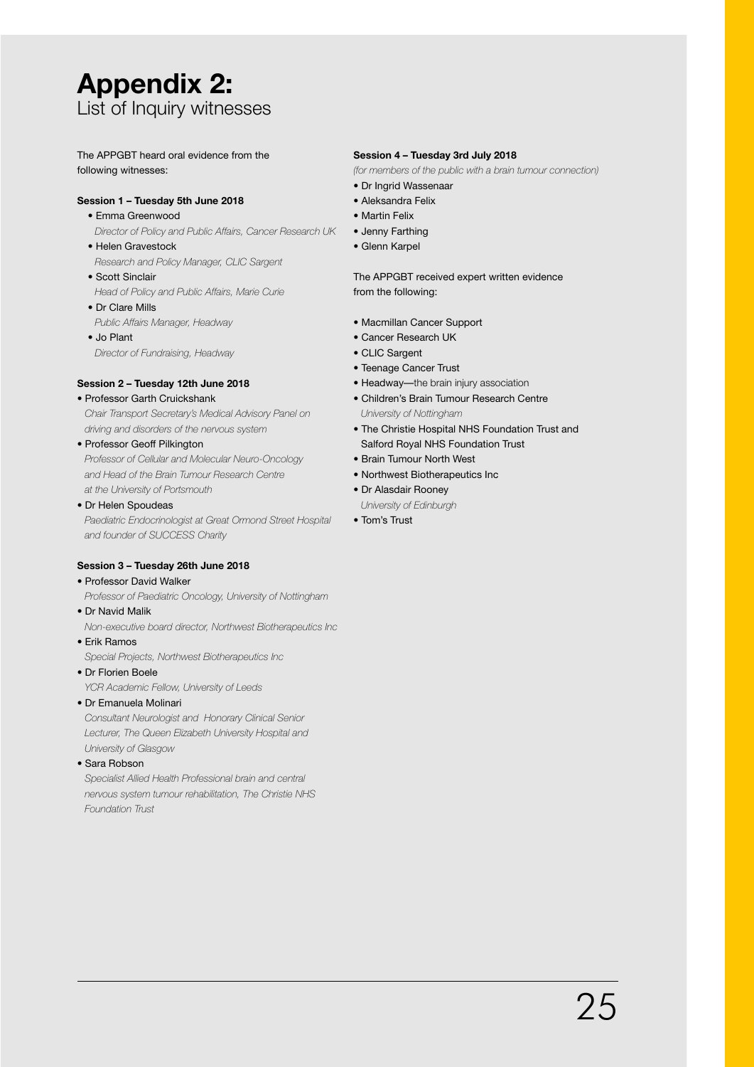# Appendix 2:
## List of Inquiry witnesses

The APPGBT heard oral evidence from the following witnesses:

**Session 1 – Tuesday 5th June 2018**

- Emma Greenwood
  *Director of Policy and Public Affairs, Cancer Research UK*
- Helen Gravestock
  *Research and Policy Manager, CLIC Sargent*
- Scott Sinclair
  *Head of Policy and Public Affairs, Marie Curie*
- Dr Clare Mills
  *Public Affairs Manager, Headway*
- Jo Plant
  *Director of Fundraising, Headway*

**Session 2 – Tuesday 12th June 2018**

- Professor Garth Cruickshank
  *Chair Transport Secretary's Medical Advisory Panel on driving and disorders of the nervous system*
- Professor Geoff Pilkington
  *Professor of Cellular and Molecular Neuro-Oncology and Head of the Brain Tumour Research Centre at the University of Portsmouth*
- Dr Helen Spoudeas
  *Paediatric Endocrinologist at Great Ormond Street Hospital and founder of SUCCESS Charity*

**Session 3 – Tuesday 26th June 2018**

- Professor David Walker
  *Professor of Paediatric Oncology, University of Nottingham*
- Dr Navid Malik
  *Non-executive board director, Northwest Biotherapeutics Inc*
- Erik Ramos
  *Special Projects, Northwest Biotherapeutics Inc*
- Dr Florien Boele
  *YCR Academic Fellow, University of Leeds*
- Dr Emanuela Molinari
  *Consultant Neurologist and Honorary Clinical Senior Lecturer, The Queen Elizabeth University Hospital and University of Glasgow*
- Sara Robson
  *Specialist Allied Health Professional brain and central nervous system tumour rehabilitation, The Christie NHS Foundation Trust*

**Session 4 – Tuesday 3rd July 2018**

*(for members of the public with a brain tumour connection)*

- Dr Ingrid Wassenaar
- Aleksandra Felix
- Martin Felix
- Jenny Farthing
- Glenn Karpel

The APPGBT received expert written evidence from the following:

- Macmillan Cancer Support
- Cancer Research UK
- CLIC Sargent
- Teenage Cancer Trust
- Headway—the brain injury association
- Children's Brain Tumour Research Centre
  *University of Nottingham*
- The Christie Hospital NHS Foundation Trust and Salford Royal NHS Foundation Trust
- Brain Tumour North West
- Northwest Biotherapeutics Inc
- Dr Alasdair Rooney
  *University of Edinburgh*
- Tom's Trust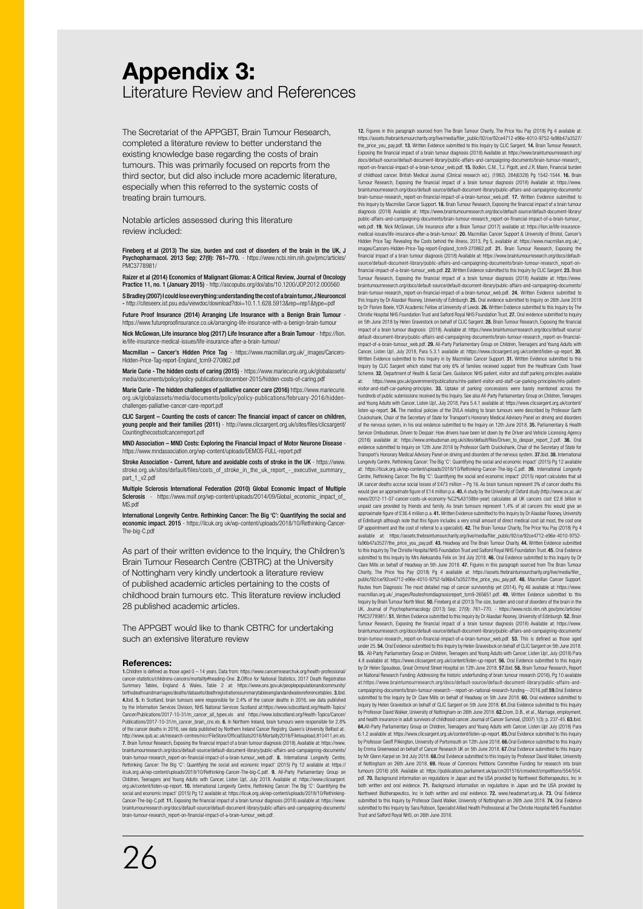# Appendix 3:
## Literature Review and References

The Secretariat of the APPGBT, Brain Tumour Research, completed a literature review to better understand the existing knowledge base regarding the costs of brain tumours. This was primarily focused on reports from the third sector, but did also include more academic literature, especially when this referred to the systemic costs of treating brain tumours.

Notable articles assessed during this literature review included:

**Fineberg et al (2013) The size, burden and cost of disorders of the brain in the UK, J Psychopharmacol. 2013 Sep; 27(9): 761–770.** - https://www.ncbi.nlm.nih.gov/pmc/articles/PMC3778981/

**Raizer et al (2014) Economics of Malignant Gliomas: A Critical Review, Journal of Oncology Practice 11, no. 1 (January 2015)** - http://ascopubs.org/doi/abs/10.1200/JOP.2012.000560

**S Bradley (2007) I could lose everything: understanding the cost of a brain tumor, J Neurooncol** - http://citeseerx.ist.psu.edu/viewdoc/download?doi=10.1.1.628.5913&rep=rep1&type=pdf

**Future Proof Insurance (2014) Arranging Life Insurance with a Benign Brain Tumour** - https://www.futureproofinsurance.co.uk/arranging-life-insurance-with-a-benign-brain-tumour

**Nick McGowan, Life insurance blog (2017) Life Insurance after a Brain Tumour** - https://lion.ie/life-insurance-medical-issues/life-insurance-after-a-brain-tumour/

**Macmillan – Cancer's Hidden Price Tag** - https://www.macmillan.org.uk/_images/Cancers-Hidden-Price-Tag-report-England_tcm9-270862.pdf

**Marie Curie - The hidden costs of caring (2015)** - https://www.mariecurie.org.uk/globalassets/media/documents/policy/policy-publications/december-2015/hidden-costs-of-caring.pdf

**Marie Curie - The hidden challenges of palliative cancer care (2016)** https://www.mariecurie.org.uk/globalassets/media/documents/policy/policy-publications/february-2016/hidden-challenges-palliative-cancer-care-report.pdf

**CLIC Sargent – Counting the costs of cancer: The financial impact of cancer on children, young people and their families (2011)** - http://www.clicsargent.org.uk/sites/files/clicsargent/Countingthecostsofcancerreport.pdf

**MND Association – MND Costs: Exploring the Financial Impact of Motor Neurone Disease** - https://www.mndassociation.org/wp-content/uploads/DEMOS-FULL-report.pdf

**Stroke Association - Current, future and avoidable costs of stroke in the UK** - https://www.stroke.org.uk/sites/default/files/costs_of_stroke_in_the_uk_report_-_executive_summary_part_1_v2.pdf

**Multiple Sclerosis International Federation (2010) Global Economic Impact of Multiple Sclerosis** - https://www.msif.org/wp-content/uploads/2014/09/Global_economic_impact_of_MS.pdf

**International Longevity Centre. Rethinking Cancer: The Big 'C': Quantifying the social and economic impact. 2015** - https://ilcuk.org uk/wp-content/uploads/2018/10/Rethinking-Cancer-The-big-C.pdf

As part of their written evidence to the Inquiry, the Children's Brain Tumour Research Centre (CBTRC) at the University of Nottingham very kindly undertook a literature review of published academic articles pertaining to the costs of childhood brain tumours etc. This literature review included 28 published academic articles.

The APPGBT would like to thank CBTRC for undertaking such an extensive literature review

### References:

**1.** Children is defined as those aged 0 – 14 years. Data from: https://www.cancerresearchuk.org/health-professional/cancer-statistics/childrens-cancers/mortality#heading-One. **2.** Office for National Statistics, 2017 Death Registration Summary Tables, England & Wales, Table 2 at: https://www.ons.gov.uk/peoplepopulationandcommunity/birthsdeathsandmarriages/deaths/datasets/deathregistrationssummarytablesenglandandwalesreferencetables. **3.** Ibid. **4.** Ibid. **5.** In Scotland, brain tumours were responsible for 2.4% of the cancer deaths in 2016, see data published by the Information Services Division, NHS National Services Scotland at:https://www.isdscotland.org/Health-Topics/Cancer/Publications/2017-10-31/m_cancer_all_types.xls and https://www.isdscotland.org/Health-Topics/Cancer/Publications/2017-10-31/m_cancer_brain_cns.xls. **6.** In Northern Ireland, brain tumours were responsible for 2.8% of the cancer deaths in 2016, see data published by Northern Ireland Cancer Registry, Queen's University Belfast at: http://www.qub.ac.uk/research-centres/nicr/FileStore/OfficialStats2016/Mortality2016/Filetoupload,810411,en.xls. **7.** Brain Tumour Research, Exposing the financial impact of a brain tumour diagnosis (2018). Available at: https://www.braintumourresearch.org/docs/default-source/default-document-library/public-affairs-and-campaigning-documents/brain-tumour-research_report-on-financial-impact-of-a-brain-tumour_web.pdf. **8.** International Longevity Centre, Rethinking Cancer: The Big 'C': Quantifying the social and economic impact' (2015) Pg 12 available at: https://ilcuk.org.uk/wp-content/uploads/2018/10/Rethinking-Cancer-The-big-C.pdf. **9.** All-Party Parliamentary Group on Children, Teenagers and Young Adults with Cancer, Listen Up!, July 2018. Available at: https://www.clicsargent.org.uk/content/listen-up-report. **10.** International Longevity Centre, Rethinking Cancer: The Big 'C': Quantifying the social and economic impact' (2015) Pg 12 available at: https://ilcuk.org.uk/wp-content/uploads/2018/10/Rethinking-Cancer-The-big-C.pdf. **11.** Exposing the financial impact of a brain tumour diagnosis (2018) available at: https://www.braintumourresearch.org/docs/default-source/default-document-library/public-affairs-and-campaigning-documents/brain-tumour-research_report-on-financial-impact-of-a-brain-tumour_web.pdf.

**12.** Figures in this paragraph sourced from The Brain Tumour Charity, The Price You Pay (2018) Pg 4 available at: https://assets.thebraintumourcharity.org/live/media/filer_public/92/ce/92ce4712-e96e-4010-9752-fa96b47a3527/the_price_you_pay.pdf. **13.** Written Evidence submitted to this Inquiry by CLIC Sargent. **14.** Brain Tumour Research, Exposing the financial impact of a brain tumour diagnosis (2018) Available at: https://www.braintumourresearch.org/docs/default-source/default-document-library/public-affairs-and-campaigning-documents/brain-tumour-research_report-on-financial-impact-of-a-brain-tumour_web.pdf. **15.** Bodkin, C.M., T.J. Pigott, and J.R. Mann, Financial burden of childhood cancer. British Medical Journal (Clinical research ed.), (1982). 284(6328) Pg 1542-1544. **16.** Brain Tumour Research, Exposing the financial impact of a brain tumour diagnosis (2018) Available at: https://www.braintumourresearch.org/docs/default-source/default-document-library/public-affairs-and-campaigning-documents/brain-tumour-research_report-on-financial-impact-of-a-brain-tumour_web.pdf. **17.** Written Evidence submitted to this Inquiry by Macmillan Cancer Support. **18.** Brain Tumour Research, Exposing the financial impact of a brain tumour diagnosis (2018) Available at: https://www.braintumourresearch.org/docs/default-source/default-document-library/public-affairs-and-campaigning-documents/brain-tumour-research_report-on-financial-impact-of-a-brain-tumour_web.pdf. **19.** Nick McGowan, Life Insurance after a Brain Tumour (2017) available at: https://lion.ie/life-insurance-medical-issues/life-insurance-after-a-brain-tumour/. **20.** Macmillan Cancer Support & University of Bristol, Cancer's Hidden Price Tag: Revealing the Costs behind the illness, 2013, Pg 5, available at: https://www.macmillan.org.uk/_images/Cancers-Hidden-Price-Tag-report-England_tcm9-270862.pdf. **21.** Brain Tumour Research, Exposing the financial impact of a brain tumour diagnosis (2018) Available at: https://www.braintumourresearch.org/docs/default-source/default-document-library/public-affairs-and-campaigning-documents/brain-tumour-research_report-on-financial-impact-of-a-brain-tumour_web.pdf. **22.** Written Evidence submitted to this Inquiry by CLIC Sargent. **23.** Brain Tumour Research, Exposing the financial impact of a brain tumour diagnosis (2018) Available at: https://www.braintumourresearch.org/docs/default-source/default-document-library/public-affairs-and-campaigning-documents/brain-tumour-research_report-on-financial-impact-of-a-brain-tumour_web.pdf. **24.** Written Evidence submitted to this Inquiry by Dr Alasdair Rooney, University of Edinburgh. **25.** Oral evidence submitted to Inquiry on 26th June 2018 by Dr Florien Boele, YCR Academic Fellow at University of Leeds. **26.** Written Evidence submitted to this Inquiry by The Christie Hospital NHS Foundation Trust and Salford Royal NHS Foundation Trust. **27.** Oral evidence submitted to Inquiry on 5th June 2018 by Helen Gravestock on behalf of CLIC Sargent. **28.** Brain Tumour Research, Exposing the financial impact of a brain tumour diagnosis (2018). Available at: https://www.braintumourresearch.org/docs/default-source/default-document-library/public-affairs-and-campaigning-documents/brain-tumour-research_report-on-financial-impact-of-a-brain-tumour_web.pdf. **29.** All-Party Parliamentary Group on Children, Teenagers and Young Adults with Cancer, Listen Up!, July 2018, Para 5.3.1 available at: https://www.clicsargent.org.uk/content/listen-up-report. **30.** Written Evidence submitted to this Inquiry by in Macmillan Cancer Support. **31.** Written Evidence submitted to this Inquiry by CLIC Sargent which stated that only 6% of families received support from the Healthcare Costs Travel Scheme. **32.** Department of Health & Social Care, Guidance: NHS patient, visitor and staff parking principles available at: https://www.gov.uk/government/publications/nhs-patient-visitor-and-staff-car-parking-principles/nhs-patient-visitor-and-staff-car-parking-principles. **33.** Uptake of parking concessions were barely mentioned across the hundreds of public submissions received by this Inquiry. See also All-Party Parliamentary Group on Children, Teenagers and Young Adults with Cancer, Listen Up!, July 2018, Para 5.4.1 available at: https://www.clicsargent.org.uk/content/listen-up-report. **34.** The medical policies of the DVLA relating to brain tumours were described by Professor Garth Cruickshank, Chair of the Secretary of State for Transport's Honorary Medical Advisory Panel on driving and disorders of the nervous system, in his oral evidence submitted to the Inquiry on 12th June 2018. **35.** Parliamentary & Health Service Ombudsman, Driven to Despair: How drivers have been let down by the Driver and Vehicle Licensing Agency (2016) available at: https://www.ombudsman.org.uk/sites/default/files/Driven_to_despair_report_2.pdf. **36.** Oral evidence submitted to Inquiry on 12th June 2018 by Professor Garth Cruickshank, Chair of the Secretary of State for Transport's Honorary Medical Advisory Panel on driving and disorders of the nervous system. **37.** Ibid. **38.** International Longevity Centre, Rethinking Cancer: The Big 'C': Quantifying the social and economic impact' (2015) Pg 12 available at: https://ilcuk.org.uk/wp-content/uploads/2018/10/Rethinking-Cancer-The-big-C.pdf. **39.** International Longevity Centre, Rethinking Cancer: The Big 'C': Quantifying the social and economic impact' (2015) report calculates that all UK cancer deaths accrue social losses of £473 million – Pg 16. As brain tumours represent 3% of cancer deaths this would give an approximate figure of £14 million p.a. **40.** A study by the University of Oxford study (http://www.ox.ac.uk/news/2012-11-07-cancer-costs-uk-economy-%C2%A3158bn-year) calculates all UK cancers cost £2.6 billion in unpaid care provided by friends and family. As brain tumours represent 1.4% of all cancers this would give an approximate figure of £36.4 million p.a. **41.** Written Evidence submitted to this Inquiry by Dr Alasdair Rooney, University of Edinburgh although note that this figure includes a very small amount of direct medical cost (at most, the cost one GP appointment and the cost of referral to a specialist). **42.** The Brain Tumour Charity, The Price You Pay (2018) Pg 4 available at: https://assets.thebraintumourcharity.org/live/media/filer_public/92/ce/92ce4712-e96e-4010-9752-fa96b47a3527/the_price_you_pay.pdf. **43.** Headway and The Brain Tumour Charity. **44.** Written Evidence submitted to this Inquiry by The Christie Hospital NHS Foundation Trust and Salford Royal NHS Foundation Trust. **45.** Oral Evidence submitted to this Inquiry by Mrs Aleksandra Felix on 3rd July 2018. **46.** Oral Evidence submitted to this Inquiry by Dr Clare Mills on behalf of Headway on 5th June 2018. **47.** Figures in this paragraph sourced from The Brain Tumour Charity, The Price You Pay (2018) Pg 4 available at: https://assets.thebraintumourcharity.org/live/media/filer_public/92/ce/92ce4712-e96e-4010-9752-fa96b47a3527/the_price_you_pay.pdf. **48.** Macmillan Cancer Support. Routes from Diagnosis: The most detailed map of cancer survivorship yet (2014), Pg 46 available at: https://www.macmillan.org.uk/_images/Routesfromdiagnosisreport_tcm9-265651.pdf. **49.** Written Evidence submitted to this Inquiry by Brain Tumour North West. **50.** Fineberg et al (2013) The size, burden and cost of disorders of the brain in the UK, Journal of Psychopharmacology (2013) Sep; 27(9): 761–770. - https://www.ncbi.nlm.nih.gov/pmc/articles/PMC3778981/. **51.** Written Evidence submitted to this Inquiry by Dr Alasdair Rooney, University of Edinburgh. **52.** Brain Tumour Research, Exposing the financial impact of a brain tumour diagnosis (2018) Available at: https://www.braintumourresearch.org/docs/default-source/default-document-library/public-affairs-and-campaigning-documents/brain-tumour-research_report-on-financial-impact-of-a-brain-tumour_web.pdf. **53.** This is defined as those aged under 25. **54.** Oral Evidence submitted to this Inquiry by Helen Gravestock on behalf of CLIC Sargent on 5th June 2018. **55.** All-Party Parliamentary Group on Children, Teenagers and Young Adults with Cancer, Listen Up!, July (2018) Para 4.8 available at: https://www.clicsargent.org.uk/content/listen-up-report. **56.** Oral Evidence submitted to this Inquiry by Dr Helen Spoudeas, Great Ormond Street Hospital on 12th June 2018. **57.** Ibid. **58.** Brain Tumour Research, Report on National Research Funding: Addressing the historic underfunding of brain tumour research (2016), Pg 10 available at:https://www.braintumourresearch.org/docs/default-source/default-document-library/public-affairs-and-campaigning-documents/brain-tumour-research---report-on-national-research-funding---2016.pdf. **59.** Oral Evidence submitted to this Inquiry by Dr Clare Mills on behalf of Headway on 5th June 2018. **60.** Oral evidence submitted to Inquiry by Helen Gravestock on behalf of CLIC Sargent on 5th June 2018. **61.** Oral Evidence submitted to this Inquiry by Professor David Walker, University of Nottingham on 26th June 2018. **62.** Crom, D.B., et al., Marriage, employment, and health insurance in adult survivors of childhood cancer. Journal of Cancer Survival, (2007) 1(3): p. 237-45. **63.** Ibid. **64.** All-Party Parliamentary Group on Children, Teenagers and Young Adults with Cancer, Listen Up! July (2018) Para 6.1.2 available at: https://www.clicsargent.org.uk/content/listen-up-report. **65.** Oral Evidence submitted to this Inquiry by Professor Geoff Pilkington, University of Portsmouth on 12th June 2018. **66.** Oral Evidence submitted to this Inquiry by Emma Greenwood on behalf of Cancer Research UK on 5th June 2018. **67.** Oral Evidence submitted to this Inquiry by Mr Glenn Karpel on 3rd July 2018. **68.** Oral Evidence submitted to this Inquiry by Professor David Walker, University of Nottingham on 26th June 2018. **69.** House of Commons Petitions Committee Funding for research into brain tumours (2016) p58. Available at: https://publications.parliament.uk/pa/cm201516/cmselect/cmpetitions/554/554.pdf. **70.** Background information on regulations in Japan and the USA provided by Northwest Biotherapeutics, Inc in both written and oral evidence. **71.** Background information on regulations in Japan and the USA provided by Northwest Biotherapeutics, Inc in both written and oral evidence. **72.** www.headsmart.org.uk. **73.** Oral Evidence submitted to this Inquiry by Professor David Walker, University of Nottingham on 26th June 2018. **74.** Oral Evidence submitted to this Inquiry by Sara Robson, Specialist Allied Health Professional at The Christie Hospital NHS Foundation Trust and Salford Royal NHS, on 26th June 2018.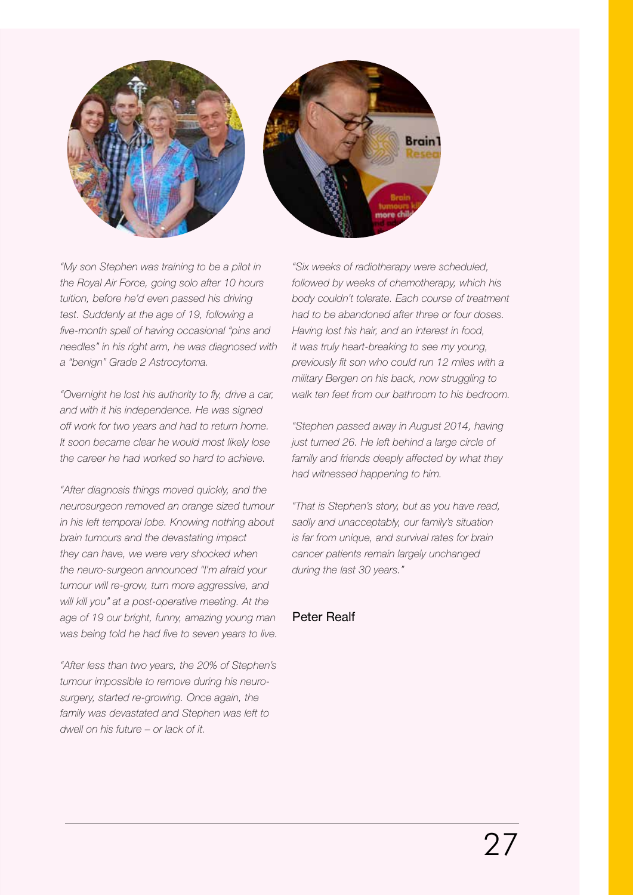*"My son Stephen was training to be a pilot in the Royal Air Force, going solo after 10 hours tuition, before he'd even passed his driving test. Suddenly at the age of 19, following a five-month spell of having occasional "pins and needles" in his right arm, he was diagnosed with a "benign" Grade 2 Astrocytoma.*

*"Overnight he lost his authority to fly, drive a car, and with it his independence. He was signed off work for two years and had to return home. It soon became clear he would most likely lose the career he had worked so hard to achieve.*

*"After diagnosis things moved quickly, and the neurosurgeon removed an orange sized tumour in his left temporal lobe. Knowing nothing about brain tumours and the devastating impact they can have, we were very shocked when the neuro-surgeon announced "I'm afraid your tumour will re-grow, turn more aggressive, and will kill you" at a post-operative meeting. At the age of 19 our bright, funny, amazing young man was being told he had five to seven years to live.*

*"After less than two years, the 20% of Stephen's tumour impossible to remove during his neuro-surgery, started re-growing. Once again, the family was devastated and Stephen was left to dwell on his future – or lack of it.*

*"Six weeks of radiotherapy were scheduled, followed by weeks of chemotherapy, which his body couldn't tolerate. Each course of treatment had to be abandoned after three or four doses. Having lost his hair, and an interest in food, it was truly heart-breaking to see my young, previously fit son who could run 12 miles with a military Bergen on his back, now struggling to walk ten feet from our bathroom to his bedroom.*

*"Stephen passed away in August 2014, having just turned 26. He left behind a large circle of family and friends deeply affected by what they had witnessed happening to him.*

*"That is Stephen's story, but as you have read, sadly and unacceptably, our family's situation is far from unique, and survival rates for brain cancer patients remain largely unchanged during the last 30 years."*

Peter Realf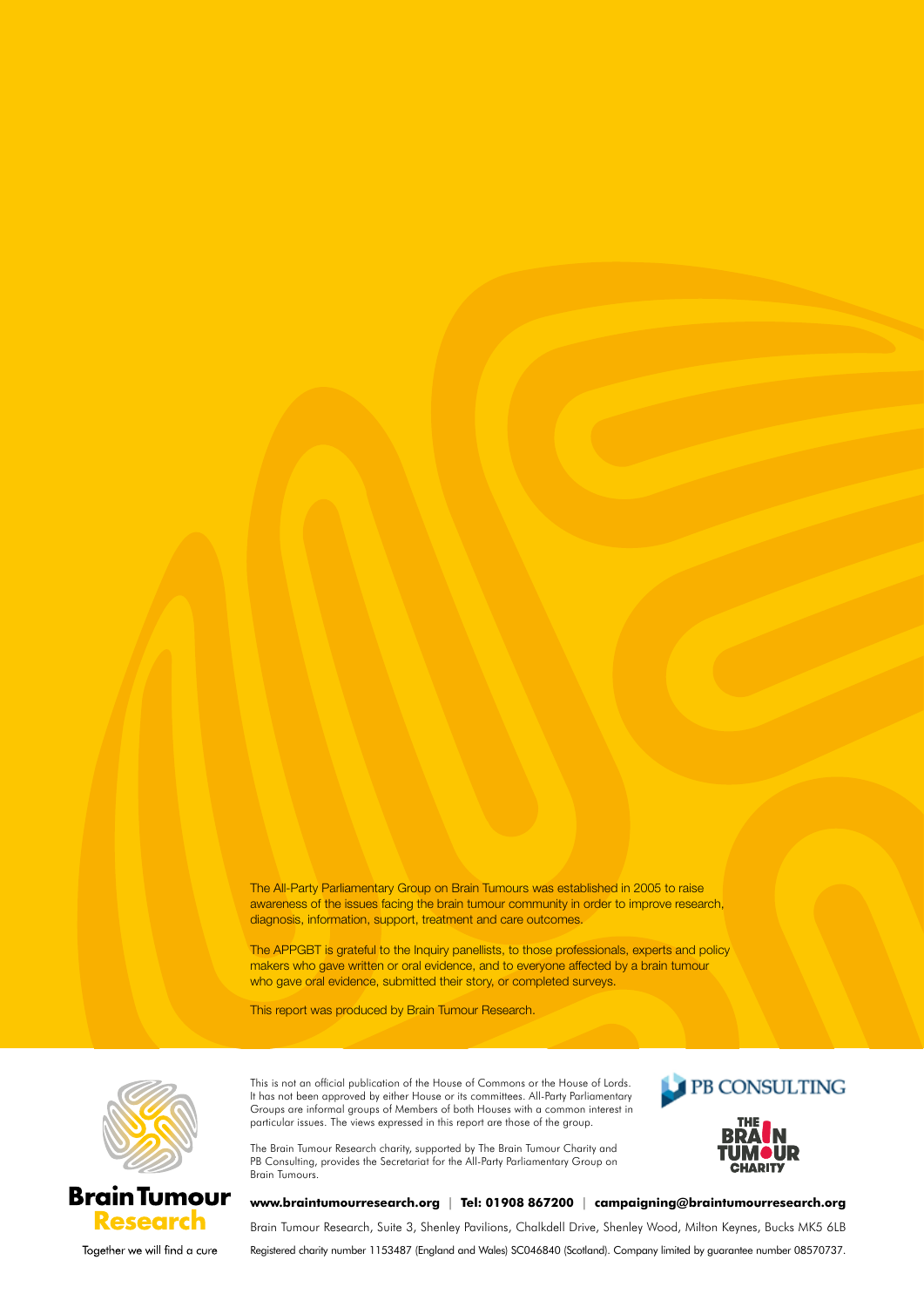The All-Party Parliamentary Group on Brain Tumours was established in 2005 to raise awareness of the issues facing the brain tumour community in order to improve research, diagnosis, information, support, treatment and care outcomes.

The APPGBT is grateful to the Inquiry panellists, to those professionals, experts and policy makers who gave written or oral evidence, and to everyone affected by a brain tumour who gave oral evidence, submitted their story, or completed surveys.

This report was produced by Brain Tumour Research.

This is not an official publication of the House of Commons or the House of Lords. It has not been approved by either House or its committees. All-Party Parliamentary Groups are informal groups of Members of both Houses with a common interest in particular issues. The views expressed in this report are those of the group.

The Brain Tumour Research charity, supported by The Brain Tumour Charity and PB Consulting, provides the Secretariat for the All-Party Parliamentary Group on Brain Tumours.

PB CONSULTING

THE BRAIN TUMOUR CHARITY

**Brain Tumour Research**

Together we will find a cure

**www.braintumourresearch.org** | **Tel: 01908 867200** | **campaigning@braintumourresearch.org**

Brain Tumour Research, Suite 3, Shenley Pavilions, Chalkdell Drive, Shenley Wood, Milton Keynes, Bucks MK5 6LB

Registered charity number 1153487 (England and Wales) SC046840 (Scotland). Company limited by guarantee number 08570737.